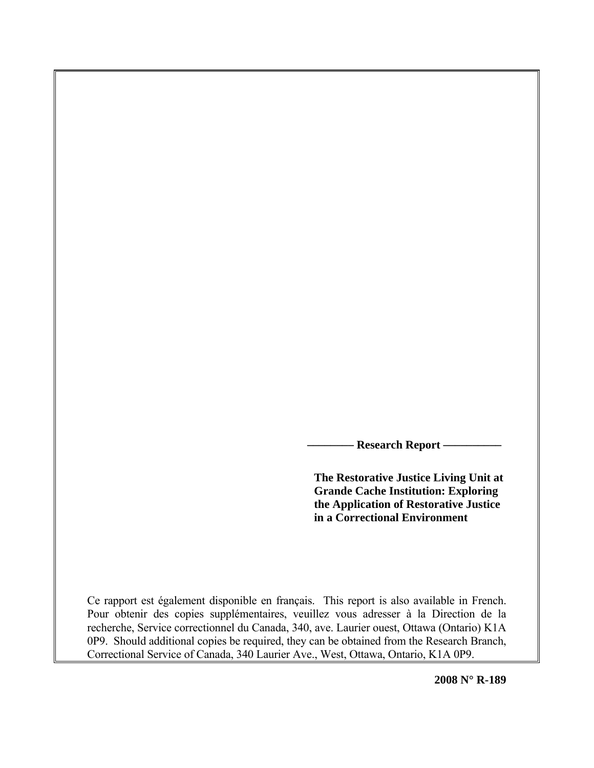**———— Research Report —————**

# The Restorative Justice Living Unit at Grande Cache Institution: Exploring the Application of Restorative Justice in a Correctional Environment

Ce rapport est également disponible en français. This report is also available in French. Pour obtenir des copies supplémentaires, veuillez vous adresser à la Direction de la recherche, Service correctionnel du Canada, 340, ave. Laurier ouest, Ottawa (Ontario) K1A 0P9. Should additional copies be required, they can be obtained from the Research Branch, Correctional Service of Canada, 340 Laurier Ave., West, Ottawa, Ontario, K1A 0P9.

**2008 N° R-189**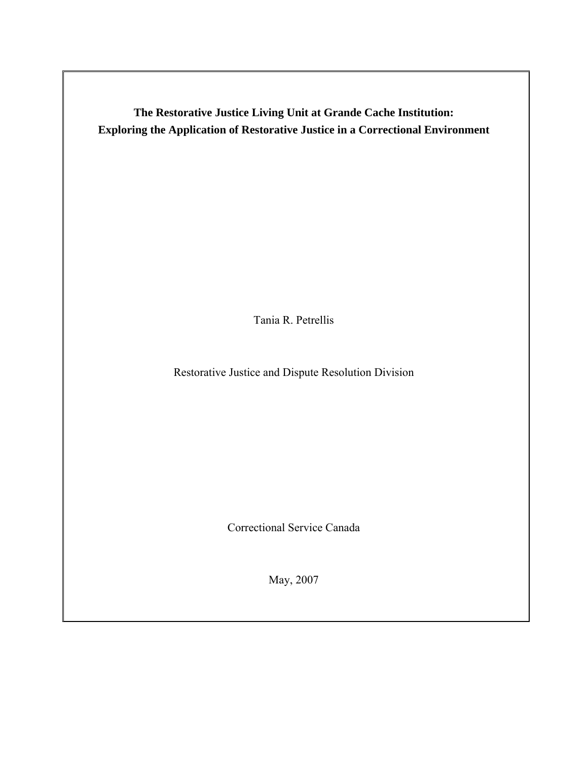# The Restorative Justice Living Unit at Grande Cache Institution: Exploring the Application of Restorative Justice in a Correctional Environment

Tania R. Petrellis

Restorative Justice and Dispute Resolution Division

Correctional Service Canada

May, 2007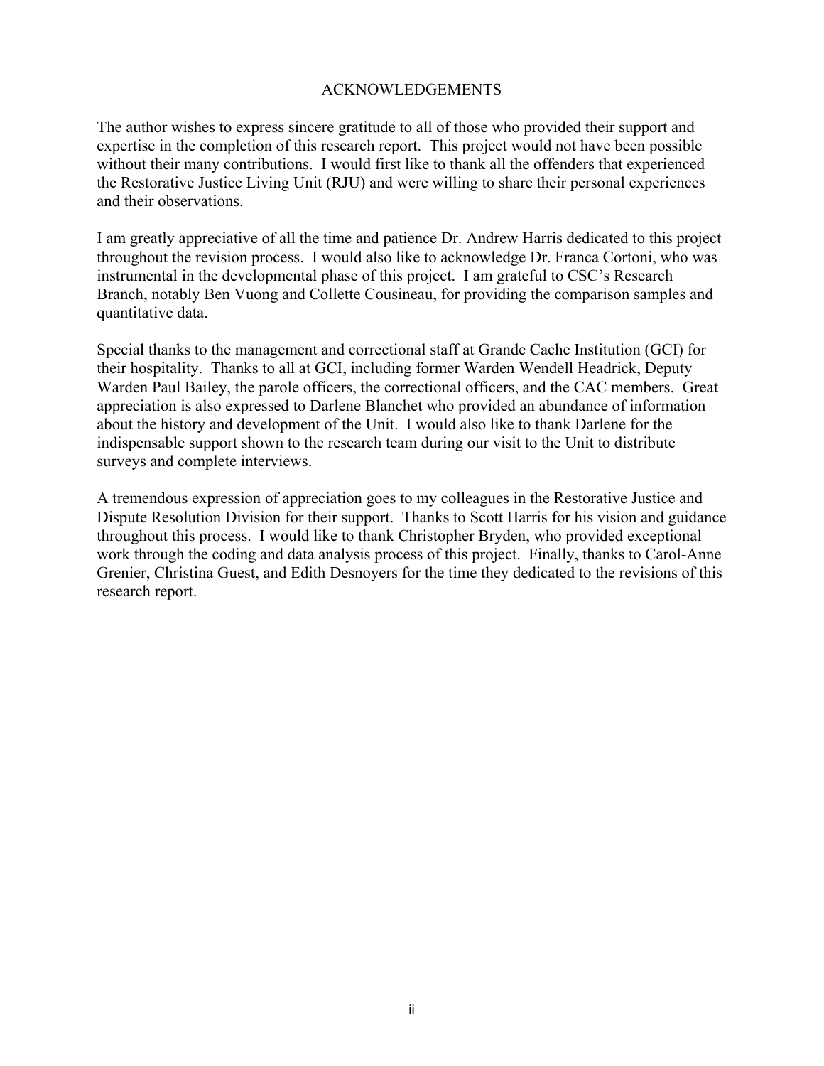# ACKNOWLEDGEMENTS

The author wishes to express sincere gratitude to all of those who provided their support and expertise in the completion of this research report. This project would not have been possible without their many contributions. I would first like to thank all the offenders that experienced the Restorative Justice Living Unit (RJU) and were willing to share their personal experiences and their observations.

I am greatly appreciative of all the time and patience Dr. Andrew Harris dedicated to this project throughout the revision process. I would also like to acknowledge Dr. Franca Cortoni, who was instrumental in the developmental phase of this project. I am grateful to CSC's Research Branch, notably Ben Vuong and Collette Cousineau, for providing the comparison samples and quantitative data.

Special thanks to the management and correctional staff at Grande Cache Institution (GCI) for their hospitality. Thanks to all at GCI, including former Warden Wendell Headrick, Deputy Warden Paul Bailey, the parole officers, the correctional officers, and the CAC members. Great appreciation is also expressed to Darlene Blanchet who provided an abundance of information about the history and development of the Unit. I would also like to thank Darlene for the indispensable support shown to the research team during our visit to the Unit to distribute surveys and complete interviews.

A tremendous expression of appreciation goes to my colleagues in the Restorative Justice and Dispute Resolution Division for their support. Thanks to Scott Harris for his vision and guidance throughout this process. I would like to thank Christopher Bryden, who provided exceptional work through the coding and data analysis process of this project. Finally, thanks to Carol-Anne Grenier, Christina Guest, and Edith Desnoyers for the time they dedicated to the revisions of this research report.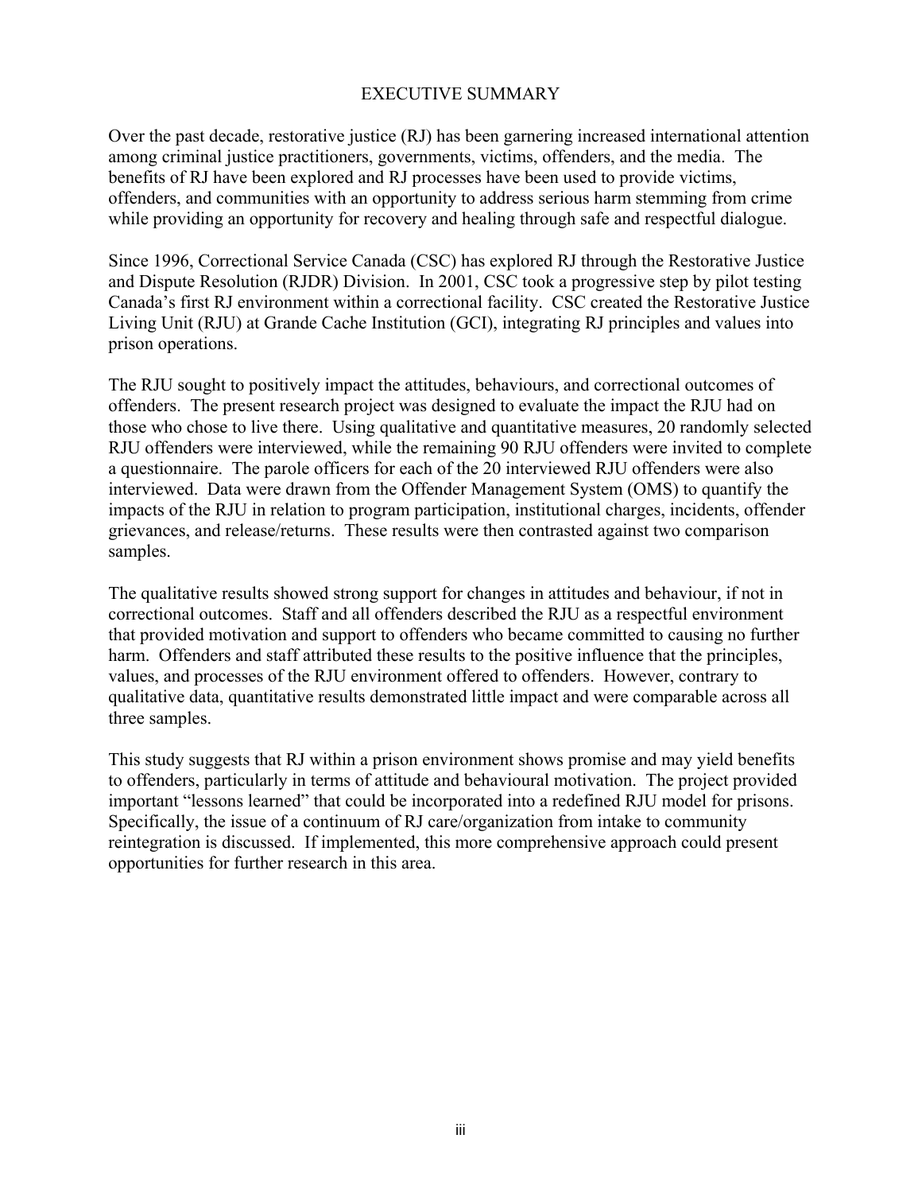# EXECUTIVE SUMMARY

Over the past decade, restorative justice (RJ) has been garnering increased international attention among criminal justice practitioners, governments, victims, offenders, and the media. The benefits of RJ have been explored and RJ processes have been used to provide victims, offenders, and communities with an opportunity to address serious harm stemming from crime while providing an opportunity for recovery and healing through safe and respectful dialogue.

Since 1996, Correctional Service Canada (CSC) has explored RJ through the Restorative Justice and Dispute Resolution (RJDR) Division. In 2001, CSC took a progressive step by pilot testing Canada's first RJ environment within a correctional facility. CSC created the Restorative Justice Living Unit (RJU) at Grande Cache Institution (GCI), integrating RJ principles and values into prison operations.

The RJU sought to positively impact the attitudes, behaviours, and correctional outcomes of offenders. The present research project was designed to evaluate the impact the RJU had on those who chose to live there. Using qualitative and quantitative measures, 20 randomly selected RJU offenders were interviewed, while the remaining 90 RJU offenders were invited to complete a questionnaire. The parole officers for each of the 20 interviewed RJU offenders were also interviewed. Data were drawn from the Offender Management System (OMS) to quantify the impacts of the RJU in relation to program participation, institutional charges, incidents, offender grievances, and release/returns. These results were then contrasted against two comparison samples.

The qualitative results showed strong support for changes in attitudes and behaviour, if not in correctional outcomes. Staff and all offenders described the RJU as a respectful environment that provided motivation and support to offenders who became committed to causing no further harm. Offenders and staff attributed these results to the positive influence that the principles, values, and processes of the RJU environment offered to offenders. However, contrary to qualitative data, quantitative results demonstrated little impact and were comparable across all three samples.

This study suggests that RJ within a prison environment shows promise and may yield benefits to offenders, particularly in terms of attitude and behavioural motivation. The project provided important "lessons learned" that could be incorporated into a redefined RJU model for prisons. Specifically, the issue of a continuum of RJ care/organization from intake to community reintegration is discussed. If implemented, this more comprehensive approach could present opportunities for further research in this area.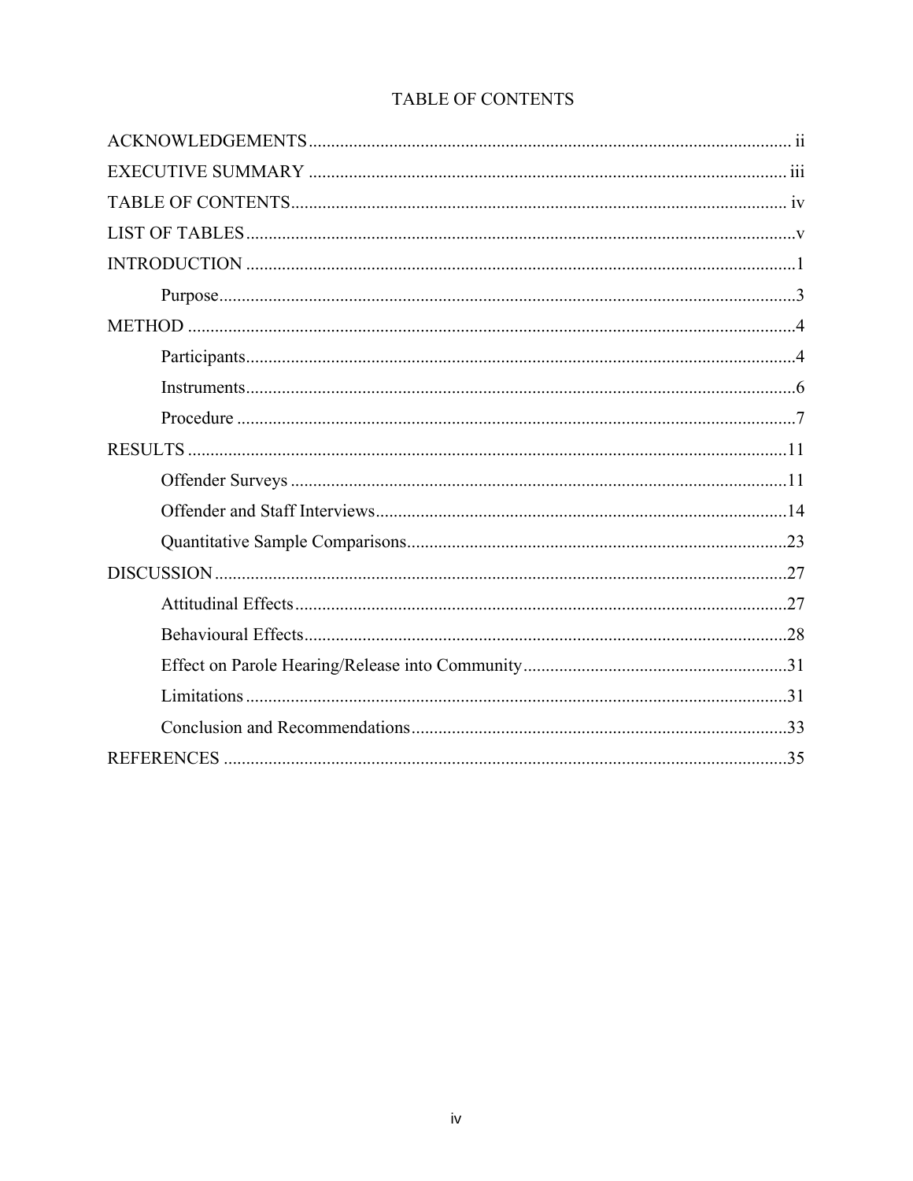# TABLE OF CONTENTS

ACKNOWLEDGEMENTS ........................................................................................................ ii

EXECUTIVE SUMMARY ...................................................................................................... iii

TABLE OF CONTENTS......................................................................................................... iv

LIST OF TABLES ....................................................................................................................v

INTRODUCTION .....................................................................................................................1

- Purpose.............................................................................................................................3

METHOD ..................................................................................................................................4

- Participants.......................................................................................................................4
- Instruments.......................................................................................................................6
- Procedure .........................................................................................................................7

RESULTS ................................................................................................................................11

- Offender Surveys ............................................................................................................11
- Offender and Staff Interviews.........................................................................................14
- Quantitative Sample Comparisons..................................................................................23

DISCUSSION ..........................................................................................................................27

- Attitudinal Effects...........................................................................................................27
- Behavioural Effects.........................................................................................................28
- Effect on Parole Hearing/Release into Community........................................................31
- Limitations......................................................................................................................31
- Conclusion and Recommendations.................................................................................33

REFERENCES .........................................................................................................................35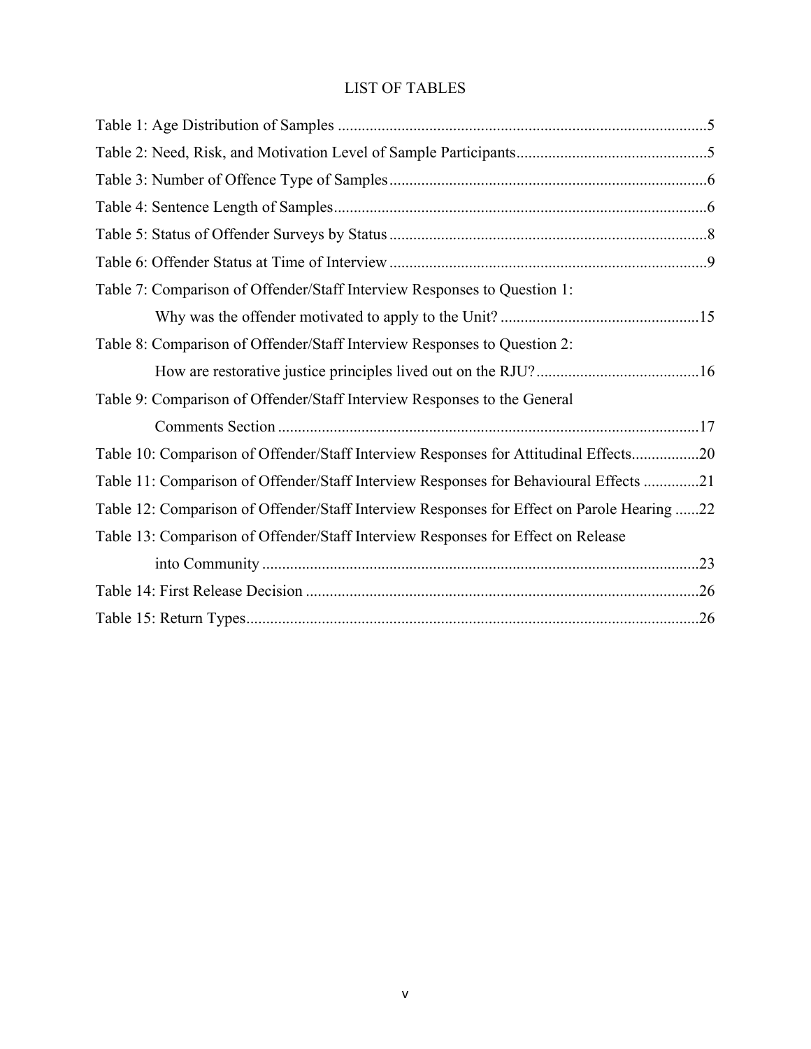# LIST OF TABLES

Table 1: Age Distribution of Samples ....................................................................................5

Table 2: Need, Risk, and Motivation Level of Sample Participants.......................................5

Table 3: Number of Offence Type of Samples.....................................................................6

Table 4: Sentence Length of Samples...................................................................................6

Table 5: Status of Offender Surveys by Status .....................................................................8

Table 6: Offender Status at Time of Interview ......................................................................9

Table 7: Comparison of Offender/Staff Interview Responses to Question 1:
Why was the offender motivated to apply to the Unit? ......................................15

Table 8: Comparison of Offender/Staff Interview Responses to Question 2:
How are restorative justice principles lived out on the RJU? ...........................16

Table 9: Comparison of Offender/Staff Interview Responses to the General
Comments Section ..........................................................................................17

Table 10: Comparison of Offender/Staff Interview Responses for Attitudinal Effects.................20

Table 11: Comparison of Offender/Staff Interview Responses for Behavioural Effects ..............21

Table 12: Comparison of Offender/Staff Interview Responses for Effect on Parole Hearing ......22

Table 13: Comparison of Offender/Staff Interview Responses for Effect on Release
into Community ...............................................................................................23

Table 14: First Release Decision .........................................................................................26

Table 15: Return Types.......................................................................................................26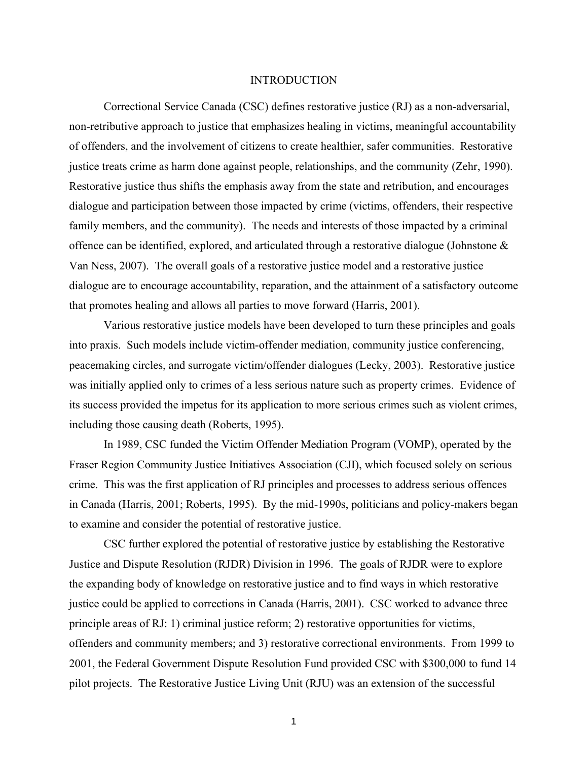# INTRODUCTION

Correctional Service Canada (CSC) defines restorative justice (RJ) as a non-adversarial, non-retributive approach to justice that emphasizes healing in victims, meaningful accountability of offenders, and the involvement of citizens to create healthier, safer communities. Restorative justice treats crime as harm done against people, relationships, and the community (Zehr, 1990). Restorative justice thus shifts the emphasis away from the state and retribution, and encourages dialogue and participation between those impacted by crime (victims, offenders, their respective family members, and the community). The needs and interests of those impacted by a criminal offence can be identified, explored, and articulated through a restorative dialogue (Johnstone & Van Ness, 2007). The overall goals of a restorative justice model and a restorative justice dialogue are to encourage accountability, reparation, and the attainment of a satisfactory outcome that promotes healing and allows all parties to move forward (Harris, 2001).

Various restorative justice models have been developed to turn these principles and goals into praxis. Such models include victim-offender mediation, community justice conferencing, peacemaking circles, and surrogate victim/offender dialogues (Lecky, 2003). Restorative justice was initially applied only to crimes of a less serious nature such as property crimes. Evidence of its success provided the impetus for its application to more serious crimes such as violent crimes, including those causing death (Roberts, 1995).

In 1989, CSC funded the Victim Offender Mediation Program (VOMP), operated by the Fraser Region Community Justice Initiatives Association (CJI), which focused solely on serious crime. This was the first application of RJ principles and processes to address serious offences in Canada (Harris, 2001; Roberts, 1995). By the mid-1990s, politicians and policy-makers began to examine and consider the potential of restorative justice.

CSC further explored the potential of restorative justice by establishing the Restorative Justice and Dispute Resolution (RJDR) Division in 1996. The goals of RJDR were to explore the expanding body of knowledge on restorative justice and to find ways in which restorative justice could be applied to corrections in Canada (Harris, 2001). CSC worked to advance three principle areas of RJ: 1) criminal justice reform; 2) restorative opportunities for victims, offenders and community members; and 3) restorative correctional environments. From 1999 to 2001, the Federal Government Dispute Resolution Fund provided CSC with $300,000 to fund 14 pilot projects. The Restorative Justice Living Unit (RJU) was an extension of the successful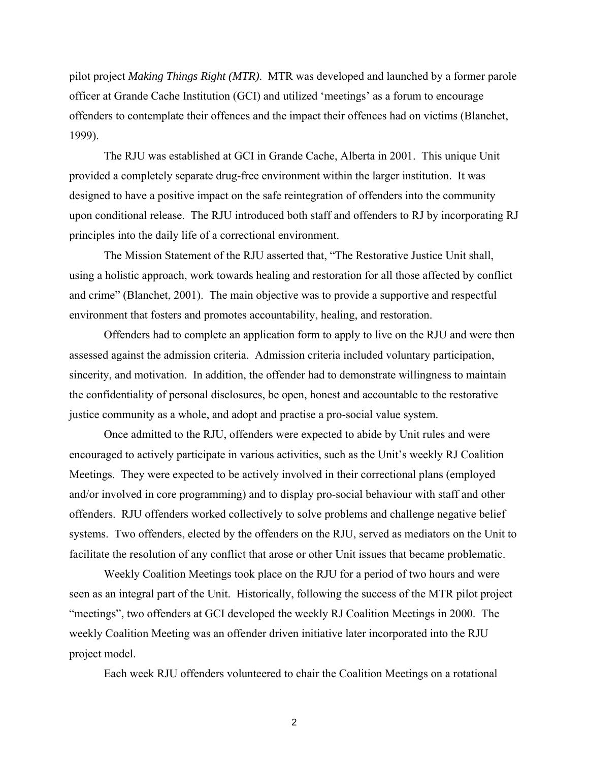pilot project *Making Things Right (MTR)*. MTR was developed and launched by a former parole officer at Grande Cache Institution (GCI) and utilized 'meetings' as a forum to encourage offenders to contemplate their offences and the impact their offences had on victims (Blanchet, 1999).

The RJU was established at GCI in Grande Cache, Alberta in 2001. This unique Unit provided a completely separate drug-free environment within the larger institution. It was designed to have a positive impact on the safe reintegration of offenders into the community upon conditional release. The RJU introduced both staff and offenders to RJ by incorporating RJ principles into the daily life of a correctional environment.

The Mission Statement of the RJU asserted that, "The Restorative Justice Unit shall, using a holistic approach, work towards healing and restoration for all those affected by conflict and crime" (Blanchet, 2001). The main objective was to provide a supportive and respectful environment that fosters and promotes accountability, healing, and restoration.

Offenders had to complete an application form to apply to live on the RJU and were then assessed against the admission criteria. Admission criteria included voluntary participation, sincerity, and motivation. In addition, the offender had to demonstrate willingness to maintain the confidentiality of personal disclosures, be open, honest and accountable to the restorative justice community as a whole, and adopt and practise a pro-social value system.

Once admitted to the RJU, offenders were expected to abide by Unit rules and were encouraged to actively participate in various activities, such as the Unit's weekly RJ Coalition Meetings. They were expected to be actively involved in their correctional plans (employed and/or involved in core programming) and to display pro-social behaviour with staff and other offenders. RJU offenders worked collectively to solve problems and challenge negative belief systems. Two offenders, elected by the offenders on the RJU, served as mediators on the Unit to facilitate the resolution of any conflict that arose or other Unit issues that became problematic.

Weekly Coalition Meetings took place on the RJU for a period of two hours and were seen as an integral part of the Unit. Historically, following the success of the MTR pilot project "meetings", two offenders at GCI developed the weekly RJ Coalition Meetings in 2000. The weekly Coalition Meeting was an offender driven initiative later incorporated into the RJU project model.

Each week RJU offenders volunteered to chair the Coalition Meetings on a rotational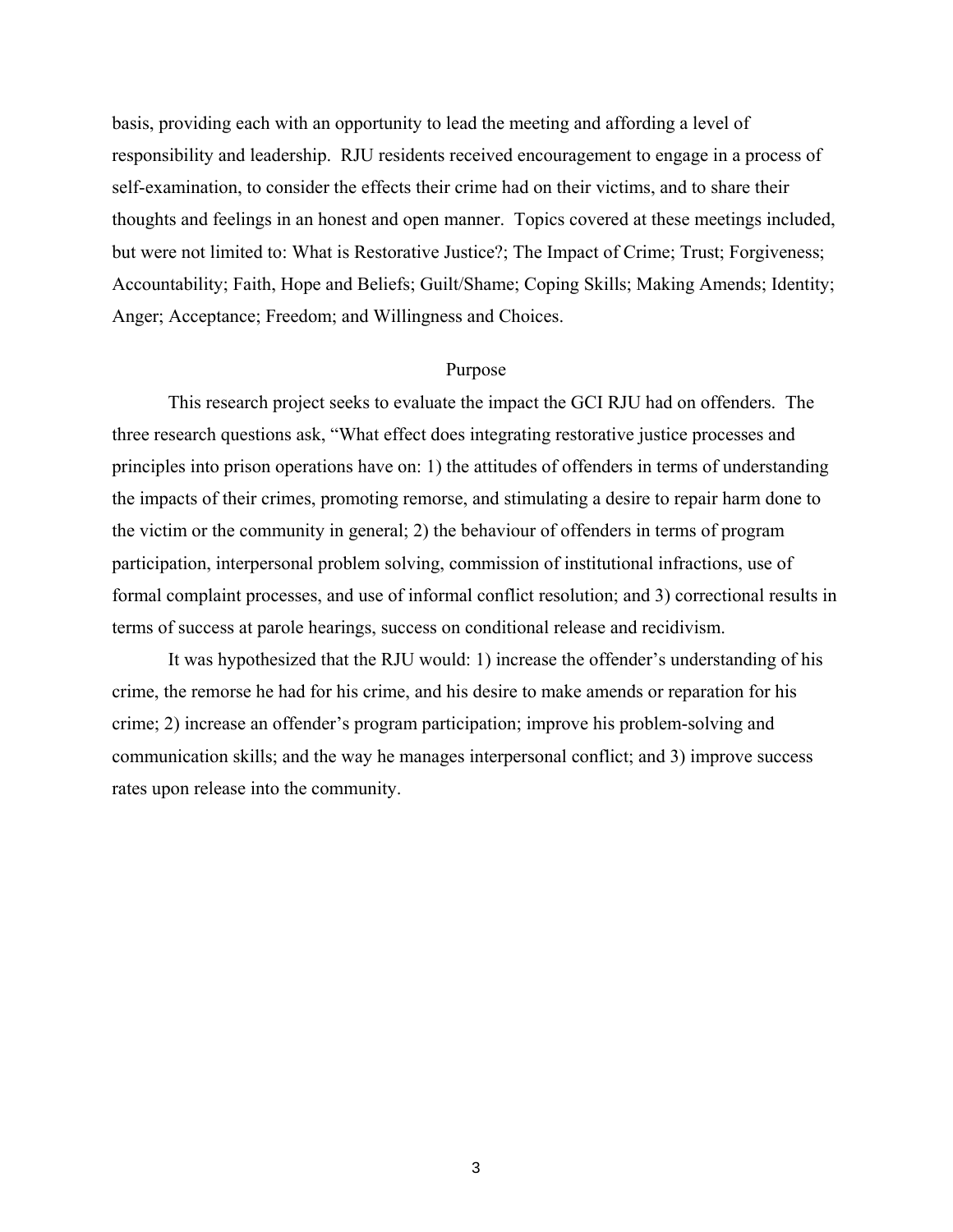basis, providing each with an opportunity to lead the meeting and affording a level of responsibility and leadership. RJU residents received encouragement to engage in a process of self-examination, to consider the effects their crime had on their victims, and to share their thoughts and feelings in an honest and open manner. Topics covered at these meetings included, but were not limited to: What is Restorative Justice?; The Impact of Crime; Trust; Forgiveness; Accountability; Faith, Hope and Beliefs; Guilt/Shame; Coping Skills; Making Amends; Identity; Anger; Acceptance; Freedom; and Willingness and Choices.

## Purpose

This research project seeks to evaluate the impact the GCI RJU had on offenders. The three research questions ask, "What effect does integrating restorative justice processes and principles into prison operations have on: 1) the attitudes of offenders in terms of understanding the impacts of their crimes, promoting remorse, and stimulating a desire to repair harm done to the victim or the community in general; 2) the behaviour of offenders in terms of program participation, interpersonal problem solving, commission of institutional infractions, use of formal complaint processes, and use of informal conflict resolution; and 3) correctional results in terms of success at parole hearings, success on conditional release and recidivism.

It was hypothesized that the RJU would: 1) increase the offender's understanding of his crime, the remorse he had for his crime, and his desire to make amends or reparation for his crime; 2) increase an offender's program participation; improve his problem-solving and communication skills; and the way he manages interpersonal conflict; and 3) improve success rates upon release into the community.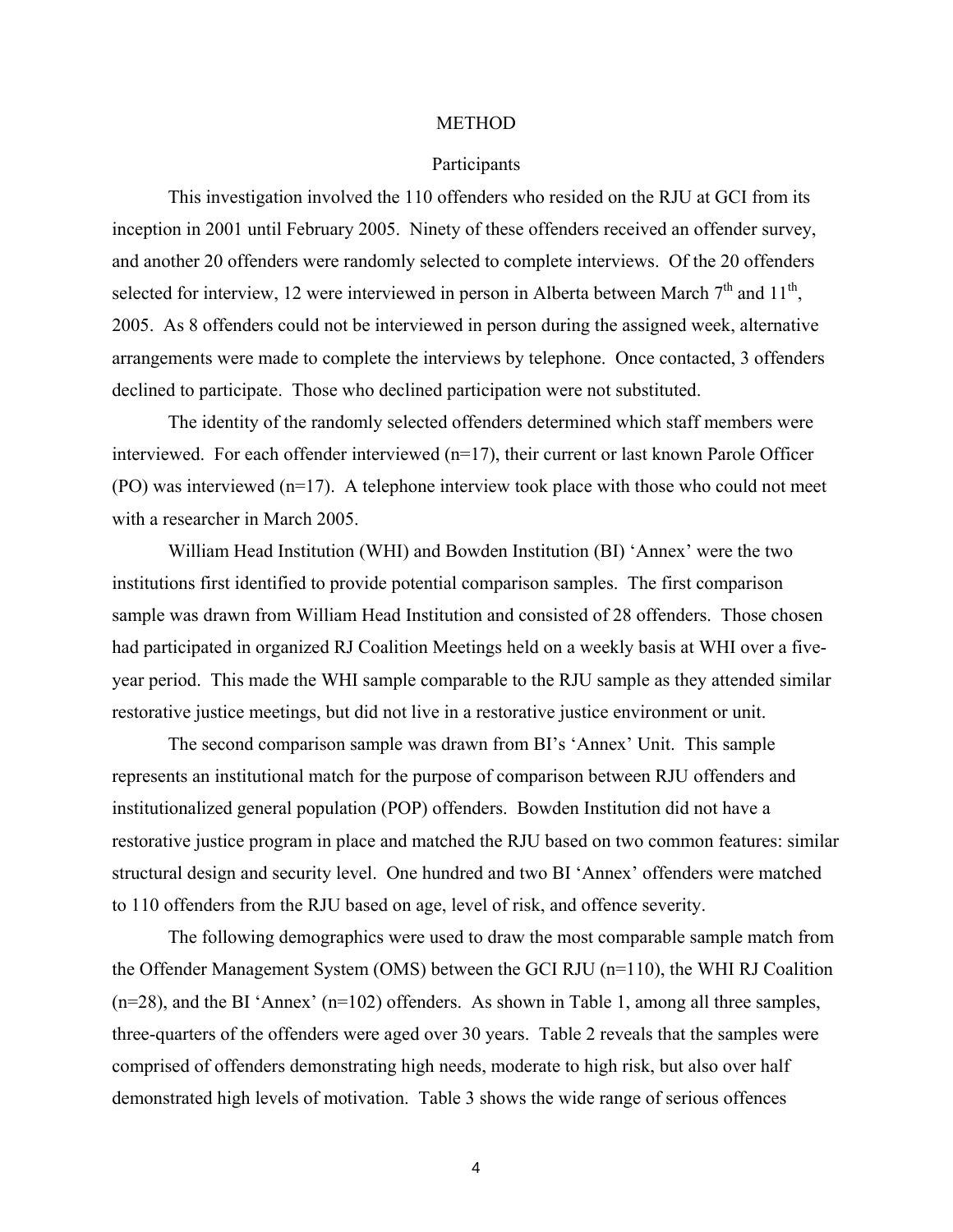# METHOD

## Participants

This investigation involved the 110 offenders who resided on the RJU at GCI from its inception in 2001 until February 2005. Ninety of these offenders received an offender survey, and another 20 offenders were randomly selected to complete interviews. Of the 20 offenders selected for interview, 12 were interviewed in person in Alberta between March 7th and 11th, 2005. As 8 offenders could not be interviewed in person during the assigned week, alternative arrangements were made to complete the interviews by telephone. Once contacted, 3 offenders declined to participate. Those who declined participation were not substituted.

The identity of the randomly selected offenders determined which staff members were interviewed. For each offender interviewed (n=17), their current or last known Parole Officer (PO) was interviewed (n=17). A telephone interview took place with those who could not meet with a researcher in March 2005.

William Head Institution (WHI) and Bowden Institution (BI) 'Annex' were the two institutions first identified to provide potential comparison samples. The first comparison sample was drawn from William Head Institution and consisted of 28 offenders. Those chosen had participated in organized RJ Coalition Meetings held on a weekly basis at WHI over a five-year period. This made the WHI sample comparable to the RJU sample as they attended similar restorative justice meetings, but did not live in a restorative justice environment or unit.

The second comparison sample was drawn from BI's 'Annex' Unit. This sample represents an institutional match for the purpose of comparison between RJU offenders and institutionalized general population (POP) offenders. Bowden Institution did not have a restorative justice program in place and matched the RJU based on two common features: similar structural design and security level. One hundred and two BI 'Annex' offenders were matched to 110 offenders from the RJU based on age, level of risk, and offence severity.

The following demographics were used to draw the most comparable sample match from the Offender Management System (OMS) between the GCI RJU (n=110), the WHI RJ Coalition (n=28), and the BI 'Annex' (n=102) offenders. As shown in Table 1, among all three samples, three-quarters of the offenders were aged over 30 years. Table 2 reveals that the samples were comprised of offenders demonstrating high needs, moderate to high risk, but also over half demonstrated high levels of motivation. Table 3 shows the wide range of serious offences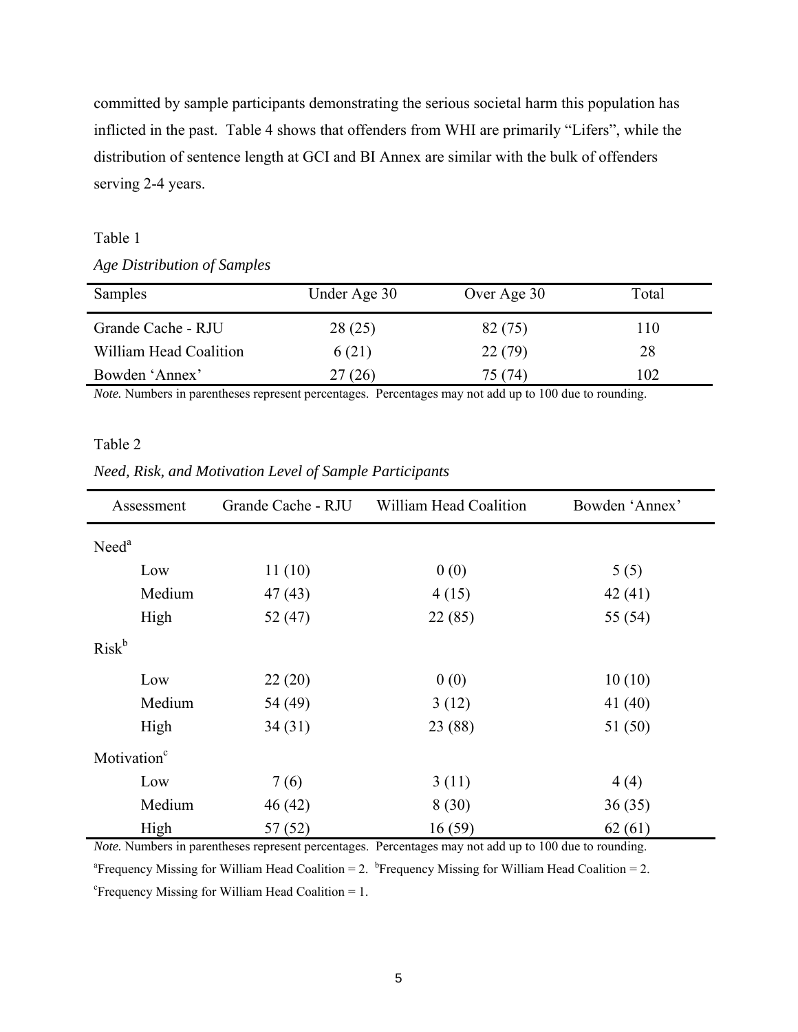committed by sample participants demonstrating the serious societal harm this population has inflicted in the past. Table 4 shows that offenders from WHI are primarily "Lifers", while the distribution of sentence length at GCI and BI Annex are similar with the bulk of offenders serving 2-4 years.

Table 1

*Age Distribution of Samples*

| Samples | Under Age 30 | Over Age 30 | Total |
|---|---|---|---|
| Grande Cache - RJU | 28 (25) | 82 (75) | 110 |
| William Head Coalition | 6 (21) | 22 (79) | 28 |
| Bowden 'Annex' | 27 (26) | 75 (74) | 102 |

*Note.* Numbers in parentheses represent percentages. Percentages may not add up to 100 due to rounding.

Table 2

*Need, Risk, and Motivation Level of Sample Participants*

| Assessment | Grande Cache - RJU | William Head Coalition | Bowden 'Annex' |
|---|---|---|---|
| Need[a] | | | |
| Low | 11 (10) | 0 (0) | 5 (5) |
| Medium | 47 (43) | 4 (15) | 42 (41) |
| High | 52 (47) | 22 (85) | 55 (54) |
| Risk[b] | | | |
| Low | 22 (20) | 0 (0) | 10 (10) |
| Medium | 54 (49) | 3 (12) | 41 (40) |
| High | 34 (31) | 23 (88) | 51 (50) |
| Motivation[c] | | | |
| Low | 7 (6) | 3 (11) | 4 (4) |
| Medium | 46 (42) | 8 (30) | 36 (35) |
| High | 57 (52) | 16 (59) | 62 (61) |

*Note.* Numbers in parentheses represent percentages. Percentages may not add up to 100 due to rounding.

[a]Frequency Missing for William Head Coalition = 2. [b]Frequency Missing for William Head Coalition = 2.

[c]Frequency Missing for William Head Coalition = 1.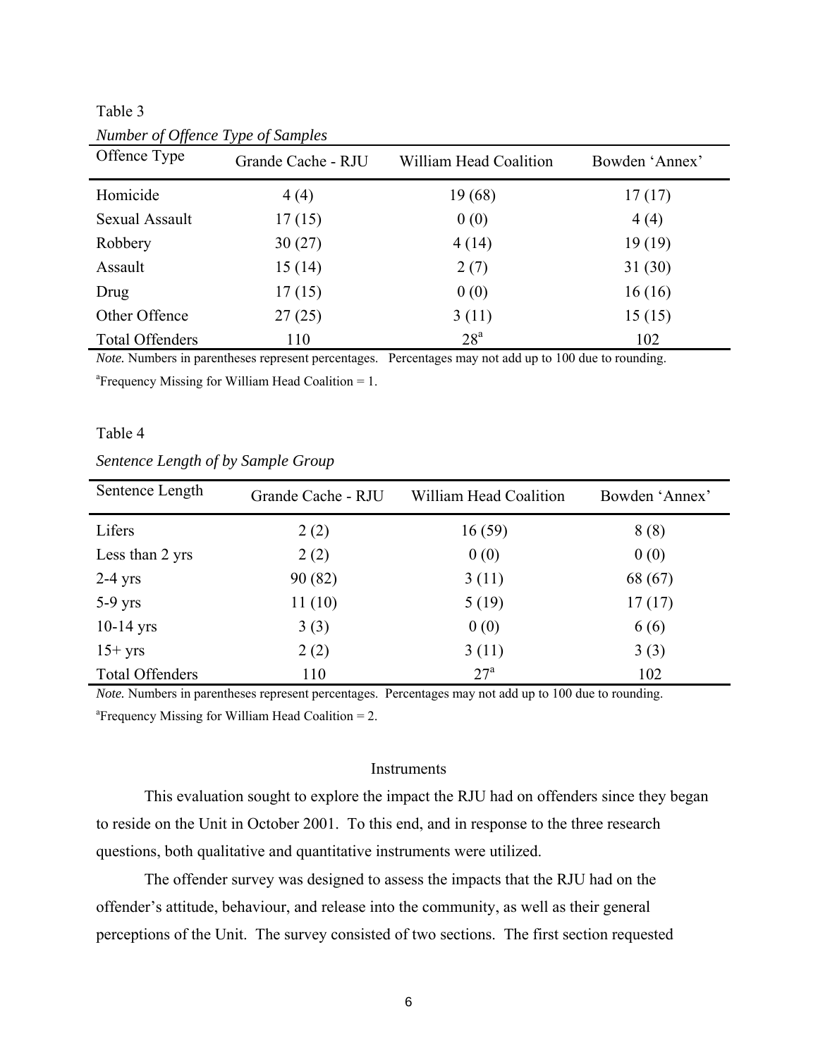Table 3

*Number of Offence Type of Samples*

| Offence Type | Grande Cache - RJU | William Head Coalition | Bowden 'Annex' |
|---|---|---|---|
| Homicide | 4 (4) | 19 (68) | 17 (17) |
| Sexual Assault | 17 (15) | 0 (0) | 4 (4) |
| Robbery | 30 (27) | 4 (14) | 19 (19) |
| Assault | 15 (14) | 2 (7) | 31 (30) |
| Drug | 17 (15) | 0 (0) | 16 (16) |
| Other Offence | 27 (25) | 3 (11) | 15 (15) |
| Total Offenders | 110 | 28[a] | 102 |

*Note.* Numbers in parentheses represent percentages. Percentages may not add up to 100 due to rounding.

[a]Frequency Missing for William Head Coalition = 1.

Table 4

*Sentence Length of by Sample Group*

| Sentence Length | Grande Cache - RJU | William Head Coalition | Bowden 'Annex' |
|---|---|---|---|
| Lifers | 2 (2) | 16 (59) | 8 (8) |
| Less than 2 yrs | 2 (2) | 0 (0) | 0 (0) |
| 2-4 yrs | 90 (82) | 3 (11) | 68 (67) |
| 5-9 yrs | 11 (10) | 5 (19) | 17 (17) |
| 10-14 yrs | 3 (3) | 0 (0) | 6 (6) |
| 15+ yrs | 2 (2) | 3 (11) | 3 (3) |
| Total Offenders | 110 | 27[a] | 102 |

*Note.* Numbers in parentheses represent percentages. Percentages may not add up to 100 due to rounding.

[a]Frequency Missing for William Head Coalition = 2.

## Instruments

This evaluation sought to explore the impact the RJU had on offenders since they began to reside on the Unit in October 2001. To this end, and in response to the three research questions, both qualitative and quantitative instruments were utilized.

The offender survey was designed to assess the impacts that the RJU had on the offender's attitude, behaviour, and release into the community, as well as their general perceptions of the Unit. The survey consisted of two sections. The first section requested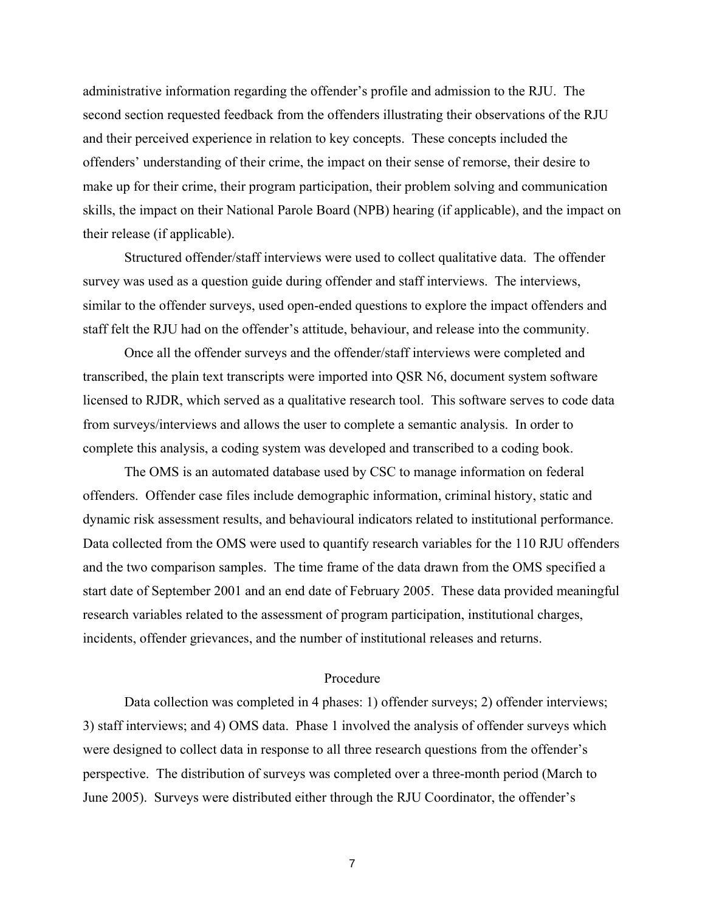administrative information regarding the offender's profile and admission to the RJU. The second section requested feedback from the offenders illustrating their observations of the RJU and their perceived experience in relation to key concepts. These concepts included the offenders' understanding of their crime, the impact on their sense of remorse, their desire to make up for their crime, their program participation, their problem solving and communication skills, the impact on their National Parole Board (NPB) hearing (if applicable), and the impact on their release (if applicable).

Structured offender/staff interviews were used to collect qualitative data. The offender survey was used as a question guide during offender and staff interviews. The interviews, similar to the offender surveys, used open-ended questions to explore the impact offenders and staff felt the RJU had on the offender's attitude, behaviour, and release into the community.

Once all the offender surveys and the offender/staff interviews were completed and transcribed, the plain text transcripts were imported into QSR N6, document system software licensed to RJDR, which served as a qualitative research tool. This software serves to code data from surveys/interviews and allows the user to complete a semantic analysis. In order to complete this analysis, a coding system was developed and transcribed to a coding book.

The OMS is an automated database used by CSC to manage information on federal offenders. Offender case files include demographic information, criminal history, static and dynamic risk assessment results, and behavioural indicators related to institutional performance. Data collected from the OMS were used to quantify research variables for the 110 RJU offenders and the two comparison samples. The time frame of the data drawn from the OMS specified a start date of September 2001 and an end date of February 2005. These data provided meaningful research variables related to the assessment of program participation, institutional charges, incidents, offender grievances, and the number of institutional releases and returns.

## Procedure

Data collection was completed in 4 phases: 1) offender surveys; 2) offender interviews; 3) staff interviews; and 4) OMS data. Phase 1 involved the analysis of offender surveys which were designed to collect data in response to all three research questions from the offender's perspective. The distribution of surveys was completed over a three-month period (March to June 2005). Surveys were distributed either through the RJU Coordinator, the offender's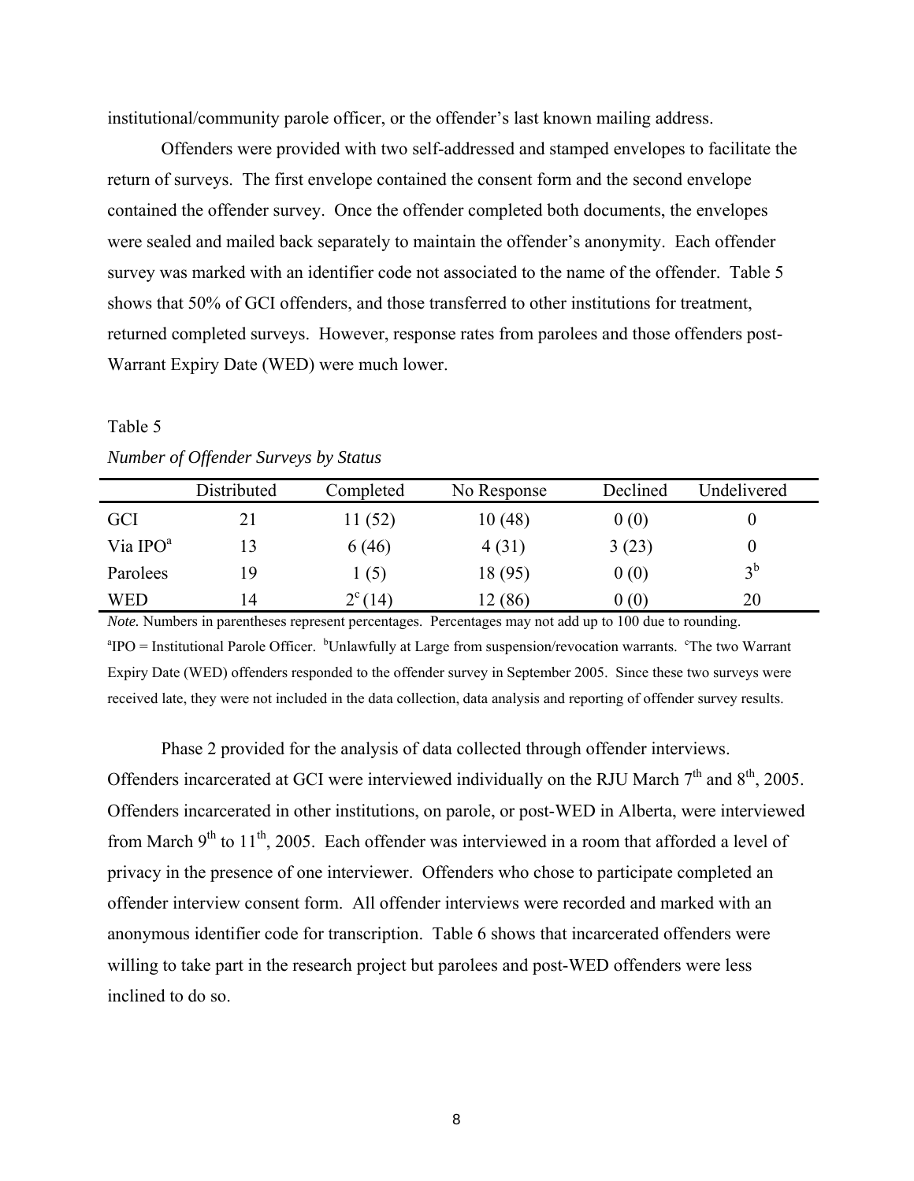institutional/community parole officer, or the offender's last known mailing address.

Offenders were provided with two self-addressed and stamped envelopes to facilitate the return of surveys. The first envelope contained the consent form and the second envelope contained the offender survey. Once the offender completed both documents, the envelopes were sealed and mailed back separately to maintain the offender's anonymity. Each offender survey was marked with an identifier code not associated to the name of the offender. Table 5 shows that 50% of GCI offenders, and those transferred to other institutions for treatment, returned completed surveys. However, response rates from parolees and those offenders post-Warrant Expiry Date (WED) were much lower.

Table 5

*Number of Offender Surveys by Status*

| | Distributed | Completed | No Response | Declined | Undelivered |
|---|---|---|---|---|---|
| GCI | 21 | 11 (52) | 10 (48) | 0 (0) | 0 |
| Via IPO[a] | 13 | 6 (46) | 4 (31) | 3 (23) | 0 |
| Parolees | 19 | 1 (5) | 18 (95) | 0 (0) | 3[b] |
| WED | 14 | 2[c] (14) | 12 (86) | 0 (0) | 20 |

*Note.* Numbers in parentheses represent percentages. Percentages may not add up to 100 due to rounding.
[a]IPO = Institutional Parole Officer. [b]Unlawfully at Large from suspension/revocation warrants. [c]The two Warrant Expiry Date (WED) offenders responded to the offender survey in September 2005. Since these two surveys were received late, they were not included in the data collection, data analysis and reporting of offender survey results.

Phase 2 provided for the analysis of data collected through offender interviews. Offenders incarcerated at GCI were interviewed individually on the RJU March 7th and 8th, 2005. Offenders incarcerated in other institutions, on parole, or post-WED in Alberta, were interviewed from March 9th to 11th, 2005. Each offender was interviewed in a room that afforded a level of privacy in the presence of one interviewer. Offenders who chose to participate completed an offender interview consent form. All offender interviews were recorded and marked with an anonymous identifier code for transcription. Table 6 shows that incarcerated offenders were willing to take part in the research project but parolees and post-WED offenders were less inclined to do so.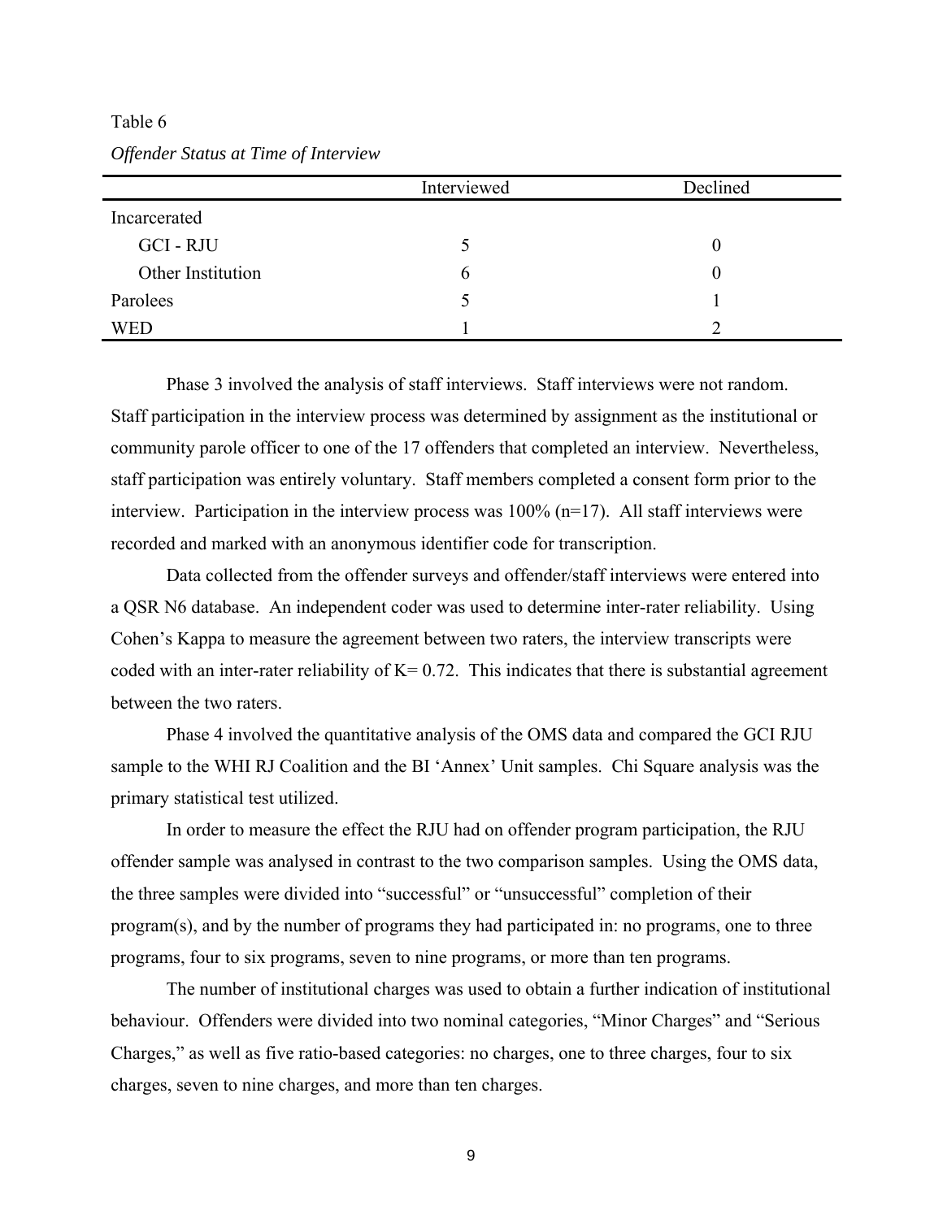Table 6

*Offender Status at Time of Interview*

| | Interviewed | Declined |
|---|---|---|
| Incarcerated | | |
| GCI - RJU | 5 | 0 |
| Other Institution | 6 | 0 |
| Parolees | 5 | 1 |
| WED | 1 | 2 |

Phase 3 involved the analysis of staff interviews. Staff interviews were not random. Staff participation in the interview process was determined by assignment as the institutional or community parole officer to one of the 17 offenders that completed an interview. Nevertheless, staff participation was entirely voluntary. Staff members completed a consent form prior to the interview. Participation in the interview process was 100% (n=17). All staff interviews were recorded and marked with an anonymous identifier code for transcription.

Data collected from the offender surveys and offender/staff interviews were entered into a QSR N6 database. An independent coder was used to determine inter-rater reliability. Using Cohen's Kappa to measure the agreement between two raters, the interview transcripts were coded with an inter-rater reliability of $K = 0.72$. This indicates that there is substantial agreement between the two raters.

Phase 4 involved the quantitative analysis of the OMS data and compared the GCI RJU sample to the WHI RJ Coalition and the BI 'Annex' Unit samples. Chi Square analysis was the primary statistical test utilized.

In order to measure the effect the RJU had on offender program participation, the RJU offender sample was analysed in contrast to the two comparison samples. Using the OMS data, the three samples were divided into "successful" or "unsuccessful" completion of their program(s), and by the number of programs they had participated in: no programs, one to three programs, four to six programs, seven to nine programs, or more than ten programs.

The number of institutional charges was used to obtain a further indication of institutional behaviour. Offenders were divided into two nominal categories, "Minor Charges" and "Serious Charges," as well as five ratio-based categories: no charges, one to three charges, four to six charges, seven to nine charges, and more than ten charges.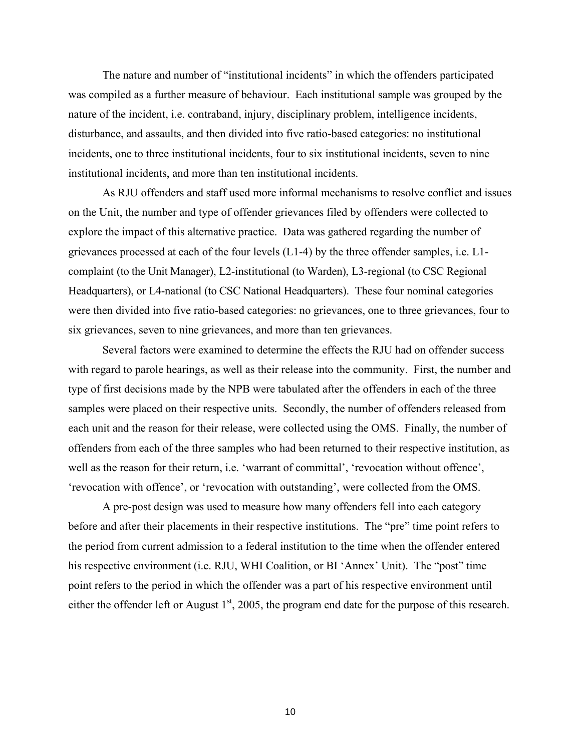The nature and number of "institutional incidents" in which the offenders participated was compiled as a further measure of behaviour. Each institutional sample was grouped by the nature of the incident, i.e. contraband, injury, disciplinary problem, intelligence incidents, disturbance, and assaults, and then divided into five ratio-based categories: no institutional incidents, one to three institutional incidents, four to six institutional incidents, seven to nine institutional incidents, and more than ten institutional incidents.

As RJU offenders and staff used more informal mechanisms to resolve conflict and issues on the Unit, the number and type of offender grievances filed by offenders were collected to explore the impact of this alternative practice. Data was gathered regarding the number of grievances processed at each of the four levels (L1-4) by the three offender samples, i.e. L1-complaint (to the Unit Manager), L2-institutional (to Warden), L3-regional (to CSC Regional Headquarters), or L4-national (to CSC National Headquarters). These four nominal categories were then divided into five ratio-based categories: no grievances, one to three grievances, four to six grievances, seven to nine grievances, and more than ten grievances.

Several factors were examined to determine the effects the RJU had on offender success with regard to parole hearings, as well as their release into the community. First, the number and type of first decisions made by the NPB were tabulated after the offenders in each of the three samples were placed on their respective units. Secondly, the number of offenders released from each unit and the reason for their release, were collected using the OMS. Finally, the number of offenders from each of the three samples who had been returned to their respective institution, as well as the reason for their return, i.e. 'warrant of committal', 'revocation without offence', 'revocation with offence', or 'revocation with outstanding', were collected from the OMS.

A pre-post design was used to measure how many offenders fell into each category before and after their placements in their respective institutions. The "pre" time point refers to the period from current admission to a federal institution to the time when the offender entered his respective environment (i.e. RJU, WHI Coalition, or BI 'Annex' Unit). The "post" time point refers to the period in which the offender was a part of his respective environment until either the offender left or August 1st, 2005, the program end date for the purpose of this research.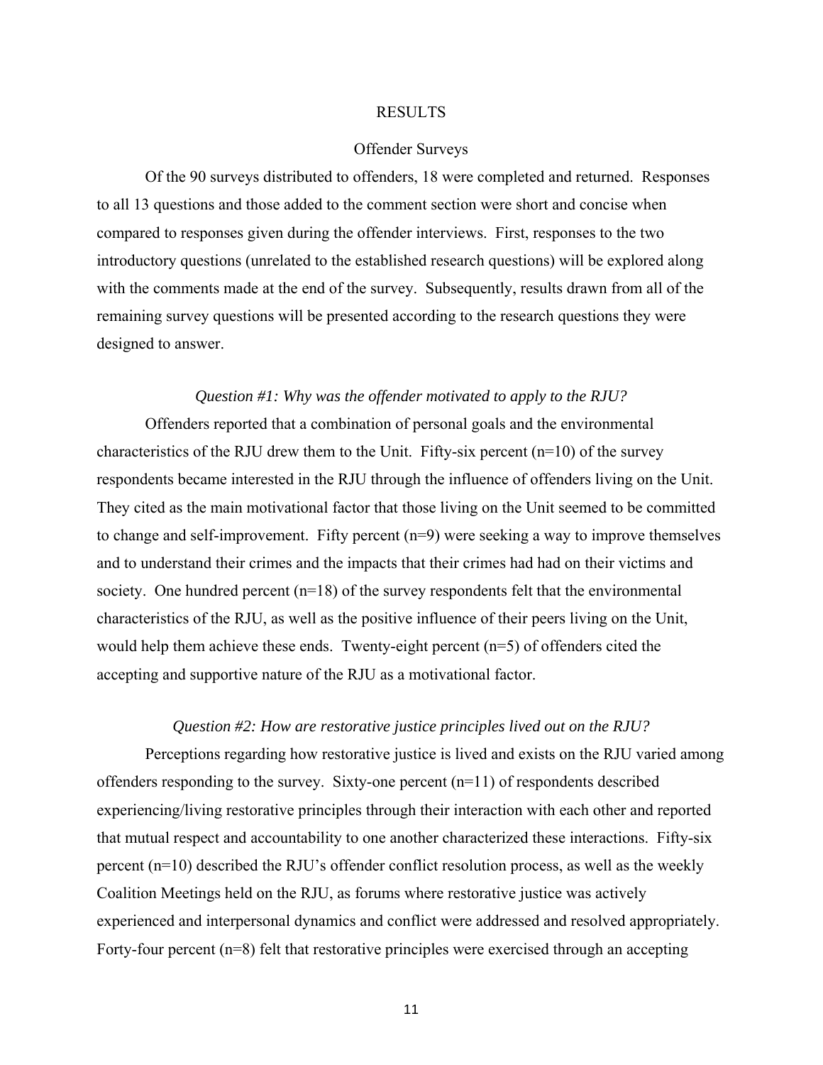## RESULTS

### Offender Surveys

Of the 90 surveys distributed to offenders, 18 were completed and returned. Responses to all 13 questions and those added to the comment section were short and concise when compared to responses given during the offender interviews. First, responses to the two introductory questions (unrelated to the established research questions) will be explored along with the comments made at the end of the survey. Subsequently, results drawn from all of the remaining survey questions will be presented according to the research questions they were designed to answer.

*Question #1: Why was the offender motivated to apply to the RJU?*

Offenders reported that a combination of personal goals and the environmental characteristics of the RJU drew them to the Unit. Fifty-six percent (n=10) of the survey respondents became interested in the RJU through the influence of offenders living on the Unit. They cited as the main motivational factor that those living on the Unit seemed to be committed to change and self-improvement. Fifty percent (n=9) were seeking a way to improve themselves and to understand their crimes and the impacts that their crimes had had on their victims and society. One hundred percent (n=18) of the survey respondents felt that the environmental characteristics of the RJU, as well as the positive influence of their peers living on the Unit, would help them achieve these ends. Twenty-eight percent (n=5) of offenders cited the accepting and supportive nature of the RJU as a motivational factor.

*Question #2: How are restorative justice principles lived out on the RJU?*

Perceptions regarding how restorative justice is lived and exists on the RJU varied among offenders responding to the survey. Sixty-one percent (n=11) of respondents described experiencing/living restorative principles through their interaction with each other and reported that mutual respect and accountability to one another characterized these interactions. Fifty-six percent (n=10) described the RJU's offender conflict resolution process, as well as the weekly Coalition Meetings held on the RJU, as forums where restorative justice was actively experienced and interpersonal dynamics and conflict were addressed and resolved appropriately. Forty-four percent (n=8) felt that restorative principles were exercised through an accepting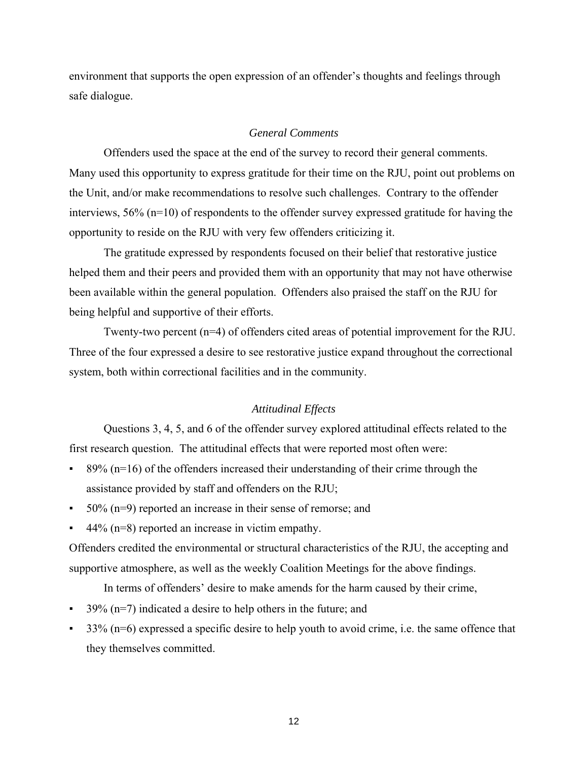environment that supports the open expression of an offender's thoughts and feelings through safe dialogue.

### *General Comments*

Offenders used the space at the end of the survey to record their general comments. Many used this opportunity to express gratitude for their time on the RJU, point out problems on the Unit, and/or make recommendations to resolve such challenges. Contrary to the offender interviews, 56% (n=10) of respondents to the offender survey expressed gratitude for having the opportunity to reside on the RJU with very few offenders criticizing it.

The gratitude expressed by respondents focused on their belief that restorative justice helped them and their peers and provided them with an opportunity that may not have otherwise been available within the general population. Offenders also praised the staff on the RJU for being helpful and supportive of their efforts.

Twenty-two percent (n=4) of offenders cited areas of potential improvement for the RJU. Three of the four expressed a desire to see restorative justice expand throughout the correctional system, both within correctional facilities and in the community.

### *Attitudinal Effects*

Questions 3, 4, 5, and 6 of the offender survey explored attitudinal effects related to the first research question. The attitudinal effects that were reported most often were:

- 89% (n=16) of the offenders increased their understanding of their crime through the assistance provided by staff and offenders on the RJU;
- 50% (n=9) reported an increase in their sense of remorse; and
- 44% (n=8) reported an increase in victim empathy.

Offenders credited the environmental or structural characteristics of the RJU, the accepting and supportive atmosphere, as well as the weekly Coalition Meetings for the above findings.

In terms of offenders' desire to make amends for the harm caused by their crime,

- 39% (n=7) indicated a desire to help others in the future; and
- 33% (n=6) expressed a specific desire to help youth to avoid crime, i.e. the same offence that they themselves committed.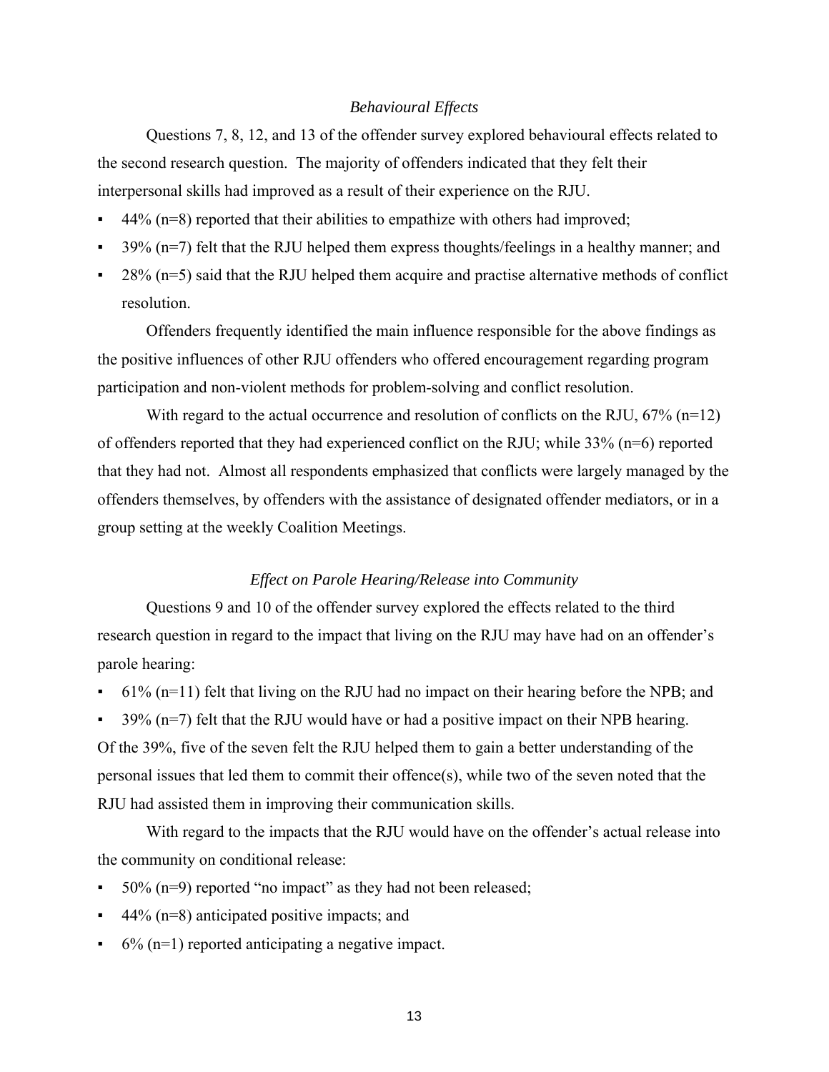### *Behavioural Effects*

Questions 7, 8, 12, and 13 of the offender survey explored behavioural effects related to the second research question. The majority of offenders indicated that they felt their interpersonal skills had improved as a result of their experience on the RJU.

- 44% (n=8) reported that their abilities to empathize with others had improved;
- 39% (n=7) felt that the RJU helped them express thoughts/feelings in a healthy manner; and
- 28% (n=5) said that the RJU helped them acquire and practise alternative methods of conflict resolution.

Offenders frequently identified the main influence responsible for the above findings as the positive influences of other RJU offenders who offered encouragement regarding program participation and non-violent methods for problem-solving and conflict resolution.

With regard to the actual occurrence and resolution of conflicts on the RJU, 67% (n=12) of offenders reported that they had experienced conflict on the RJU; while 33% (n=6) reported that they had not. Almost all respondents emphasized that conflicts were largely managed by the offenders themselves, by offenders with the assistance of designated offender mediators, or in a group setting at the weekly Coalition Meetings.

### *Effect on Parole Hearing/Release into Community*

Questions 9 and 10 of the offender survey explored the effects related to the third research question in regard to the impact that living on the RJU may have had on an offender's parole hearing:

- 61% (n=11) felt that living on the RJU had no impact on their hearing before the NPB; and
- 39% (n=7) felt that the RJU would have or had a positive impact on their NPB hearing.

Of the 39%, five of the seven felt the RJU helped them to gain a better understanding of the personal issues that led them to commit their offence(s), while two of the seven noted that the RJU had assisted them in improving their communication skills.

With regard to the impacts that the RJU would have on the offender's actual release into the community on conditional release:

- 50% (n=9) reported "no impact" as they had not been released;
- 44% (n=8) anticipated positive impacts; and
- 6% (n=1) reported anticipating a negative impact.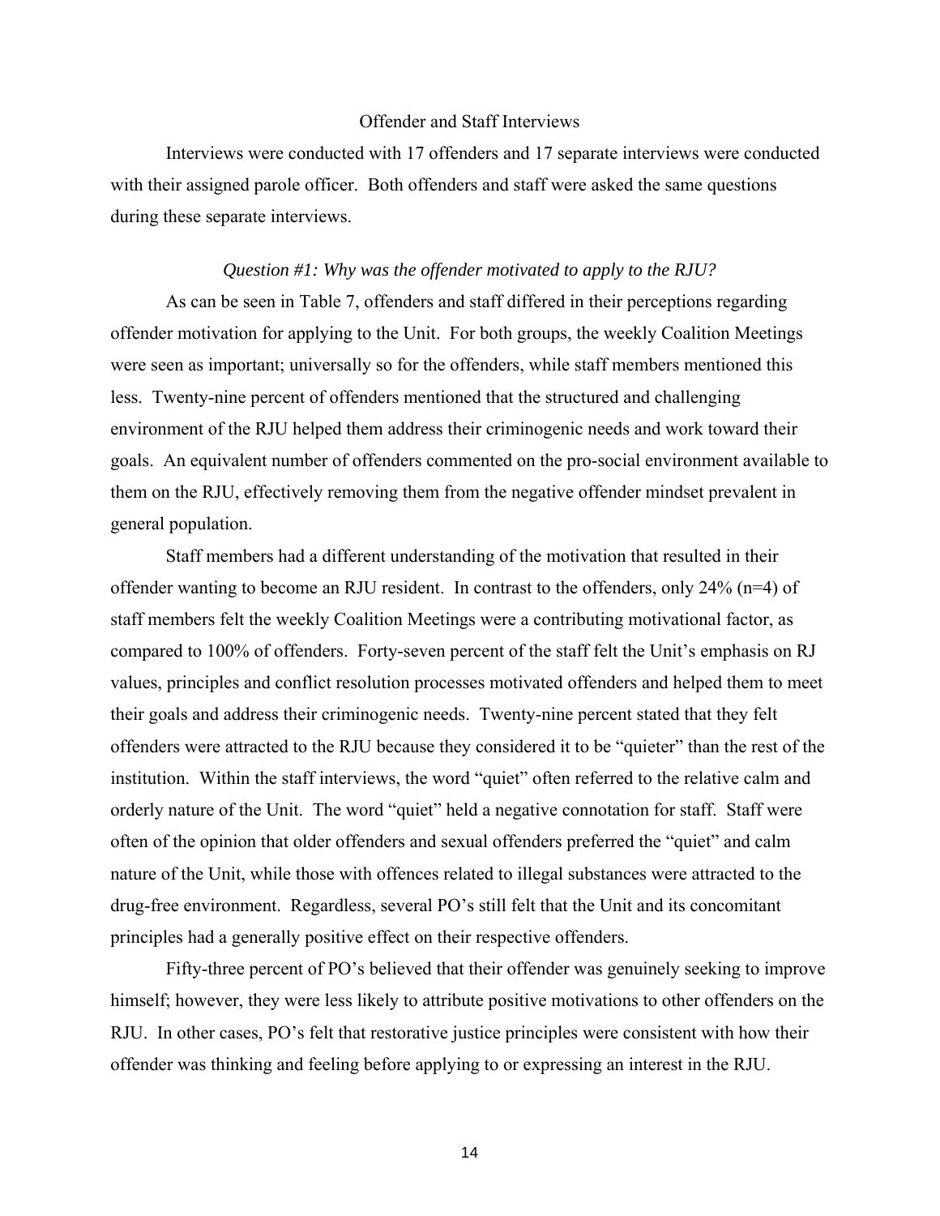## Offender and Staff Interviews

Interviews were conducted with 17 offenders and 17 separate interviews were conducted with their assigned parole officer. Both offenders and staff were asked the same questions during these separate interviews.

### *Question #1: Why was the offender motivated to apply to the RJU?*

As can be seen in Table 7, offenders and staff differed in their perceptions regarding offender motivation for applying to the Unit. For both groups, the weekly Coalition Meetings were seen as important; universally so for the offenders, while staff members mentioned this less. Twenty-nine percent of offenders mentioned that the structured and challenging environment of the RJU helped them address their criminogenic needs and work toward their goals. An equivalent number of offenders commented on the pro-social environment available to them on the RJU, effectively removing them from the negative offender mindset prevalent in general population.

Staff members had a different understanding of the motivation that resulted in their offender wanting to become an RJU resident. In contrast to the offenders, only 24% (n=4) of staff members felt the weekly Coalition Meetings were a contributing motivational factor, as compared to 100% of offenders. Forty-seven percent of the staff felt the Unit's emphasis on RJ values, principles and conflict resolution processes motivated offenders and helped them to meet their goals and address their criminogenic needs. Twenty-nine percent stated that they felt offenders were attracted to the RJU because they considered it to be "quieter" than the rest of the institution. Within the staff interviews, the word "quiet" often referred to the relative calm and orderly nature of the Unit. The word "quiet" held a negative connotation for staff. Staff were often of the opinion that older offenders and sexual offenders preferred the "quiet" and calm nature of the Unit, while those with offences related to illegal substances were attracted to the drug-free environment. Regardless, several PO's still felt that the Unit and its concomitant principles had a generally positive effect on their respective offenders.

Fifty-three percent of PO's believed that their offender was genuinely seeking to improve himself; however, they were less likely to attribute positive motivations to other offenders on the RJU. In other cases, PO's felt that restorative justice principles were consistent with how their offender was thinking and feeling before applying to or expressing an interest in the RJU.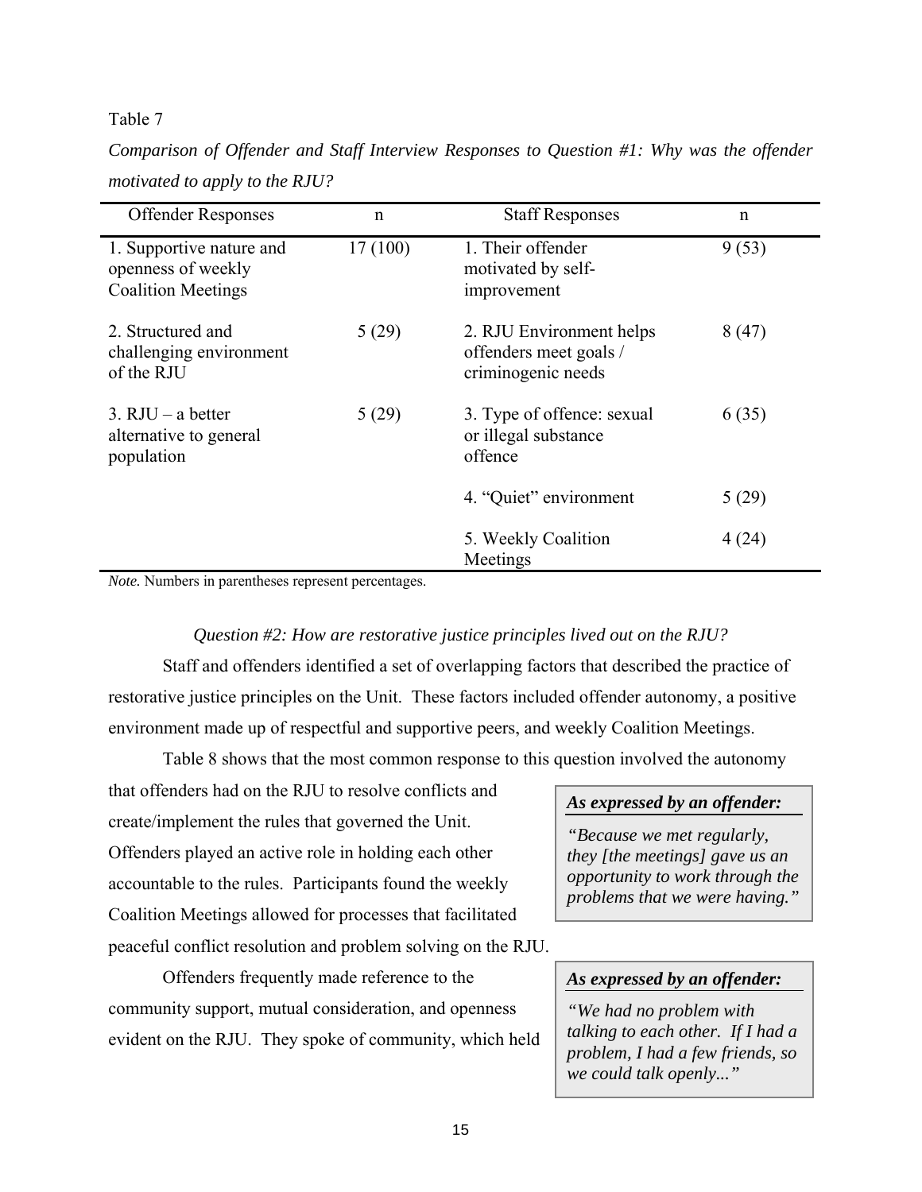Table 7

*Comparison of Offender and Staff Interview Responses to Question #1: Why was the offender motivated to apply to the RJU?*

| Offender Responses | n | Staff Responses | n |
|---|---|---|---|
| 1. Supportive nature and openness of weekly Coalition Meetings | 17 (100) | 1. Their offender motivated by self-improvement | 9 (53) |
| 2. Structured and challenging environment of the RJU | 5 (29) | 2. RJU Environment helps offenders meet goals / criminogenic needs | 8 (47) |
| 3. RJU – a better alternative to general population | 5 (29) | 3. Type of offence: sexual or illegal substance offence | 6 (35) |
| | | 4. "Quiet" environment | 5 (29) |
| | | 5. Weekly Coalition Meetings | 4 (24) |

*Note.* Numbers in parentheses represent percentages.

*Question #2: How are restorative justice principles lived out on the RJU?*

Staff and offenders identified a set of overlapping factors that described the practice of restorative justice principles on the Unit. These factors included offender autonomy, a positive environment made up of respectful and supportive peers, and weekly Coalition Meetings.

Table 8 shows that the most common response to this question involved the autonomy that offenders had on the RJU to resolve conflicts and create/implement the rules that governed the Unit. Offenders played an active role in holding each other accountable to the rules. Participants found the weekly Coalition Meetings allowed for processes that facilitated peaceful conflict resolution and problem solving on the RJU.

> ***As expressed by an offender:***
>
> *"Because we met regularly, they [the meetings] gave us an opportunity to work through the problems that we were having."*

Offenders frequently made reference to the community support, mutual consideration, and openness evident on the RJU. They spoke of community, which held

> ***As expressed by an offender:***
>
> *"We had no problem with talking to each other. If I had a problem, I had a few friends, so we could talk openly..."*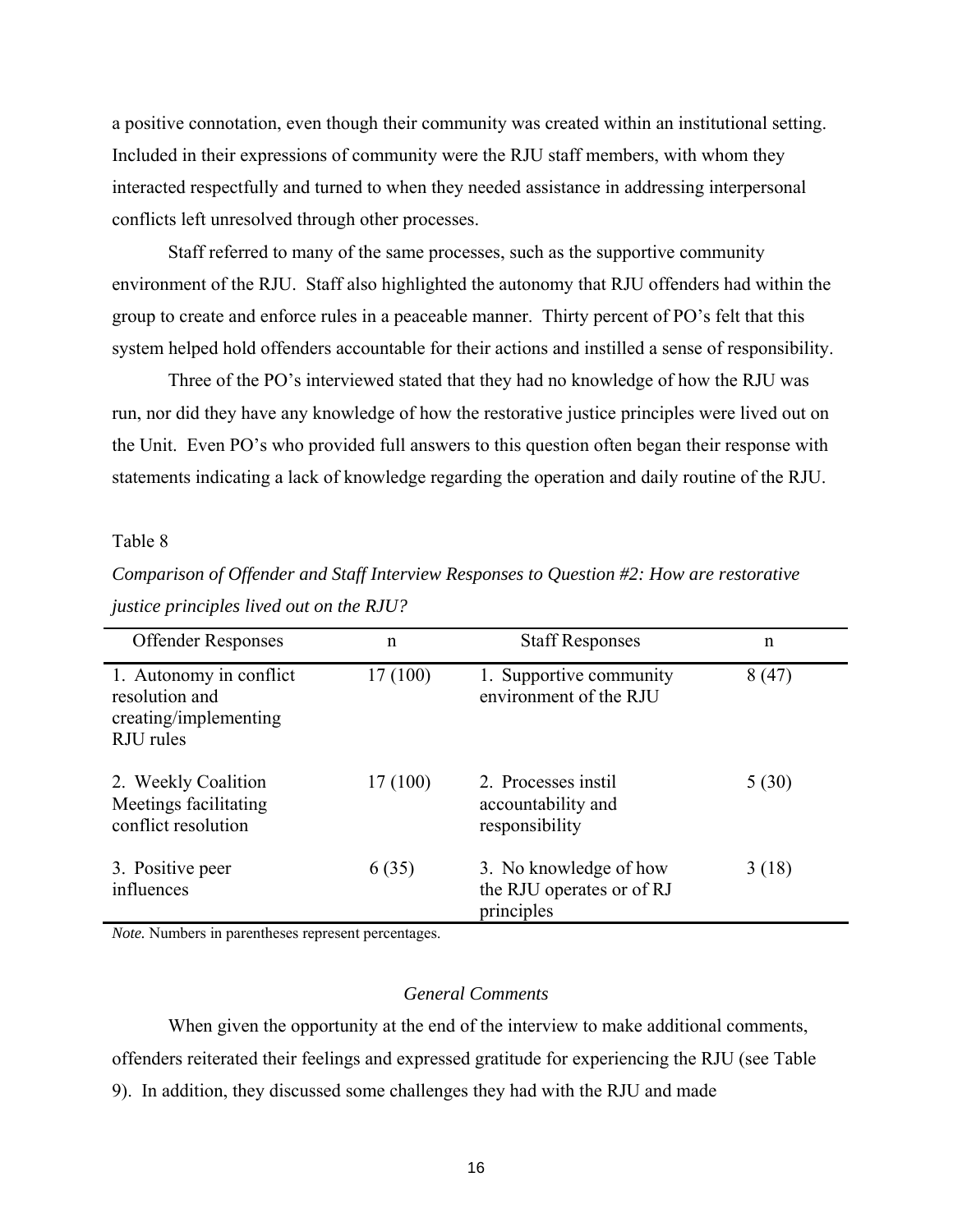a positive connotation, even though their community was created within an institutional setting. Included in their expressions of community were the RJU staff members, with whom they interacted respectfully and turned to when they needed assistance in addressing interpersonal conflicts left unresolved through other processes.

Staff referred to many of the same processes, such as the supportive community environment of the RJU. Staff also highlighted the autonomy that RJU offenders had within the group to create and enforce rules in a peaceable manner. Thirty percent of PO's felt that this system helped hold offenders accountable for their actions and instilled a sense of responsibility.

Three of the PO's interviewed stated that they had no knowledge of how the RJU was run, nor did they have any knowledge of how the restorative justice principles were lived out on the Unit. Even PO's who provided full answers to this question often began their response with statements indicating a lack of knowledge regarding the operation and daily routine of the RJU.

Table 8

*Comparison of Offender and Staff Interview Responses to Question #2: How are restorative justice principles lived out on the RJU?*

| Offender Responses | n | Staff Responses | n |
|---|---|---|---|
| 1. Autonomy in conflict resolution and creating/implementing RJU rules | 17 (100) | 1. Supportive community environment of the RJU | 8 (47) |
| 2. Weekly Coalition Meetings facilitating conflict resolution | 17 (100) | 2. Processes instil accountability and responsibility | 5 (30) |
| 3. Positive peer influences | 6 (35) | 3. No knowledge of how the RJU operates or of RJ principles | 3 (18) |

*Note.* Numbers in parentheses represent percentages.

### *General Comments*

When given the opportunity at the end of the interview to make additional comments, offenders reiterated their feelings and expressed gratitude for experiencing the RJU (see Table 9). In addition, they discussed some challenges they had with the RJU and made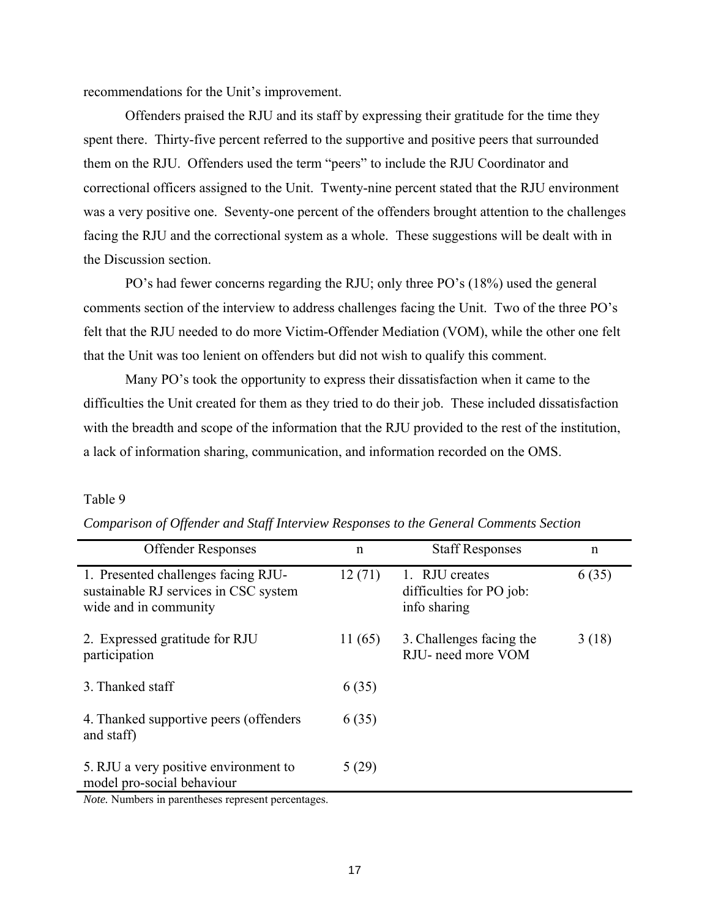recommendations for the Unit's improvement.

Offenders praised the RJU and its staff by expressing their gratitude for the time they spent there. Thirty-five percent referred to the supportive and positive peers that surrounded them on the RJU. Offenders used the term "peers" to include the RJU Coordinator and correctional officers assigned to the Unit. Twenty-nine percent stated that the RJU environment was a very positive one. Seventy-one percent of the offenders brought attention to the challenges facing the RJU and the correctional system as a whole. These suggestions will be dealt with in the Discussion section.

PO's had fewer concerns regarding the RJU; only three PO's (18%) used the general comments section of the interview to address challenges facing the Unit. Two of the three PO's felt that the RJU needed to do more Victim-Offender Mediation (VOM), while the other one felt that the Unit was too lenient on offenders but did not wish to qualify this comment.

Many PO's took the opportunity to express their dissatisfaction when it came to the difficulties the Unit created for them as they tried to do their job. These included dissatisfaction with the breadth and scope of the information that the RJU provided to the rest of the institution, a lack of information sharing, communication, and information recorded on the OMS.

Table 9

*Comparison of Offender and Staff Interview Responses to the General Comments Section*

| Offender Responses | n | Staff Responses | n |
|---|---|---|---|
| 1. Presented challenges facing RJU- sustainable RJ services in CSC system wide and in community | 12 (71) | 1. RJU creates difficulties for PO job: info sharing | 6 (35) |
| 2. Expressed gratitude for RJU participation | 11 (65) | 3. Challenges facing the RJU- need more VOM | 3 (18) |
| 3. Thanked staff | 6 (35) | | |
| 4. Thanked supportive peers (offenders and staff) | 6 (35) | | |
| 5. RJU a very positive environment to model pro-social behaviour | 5 (29) | | |

*Note.* Numbers in parentheses represent percentages.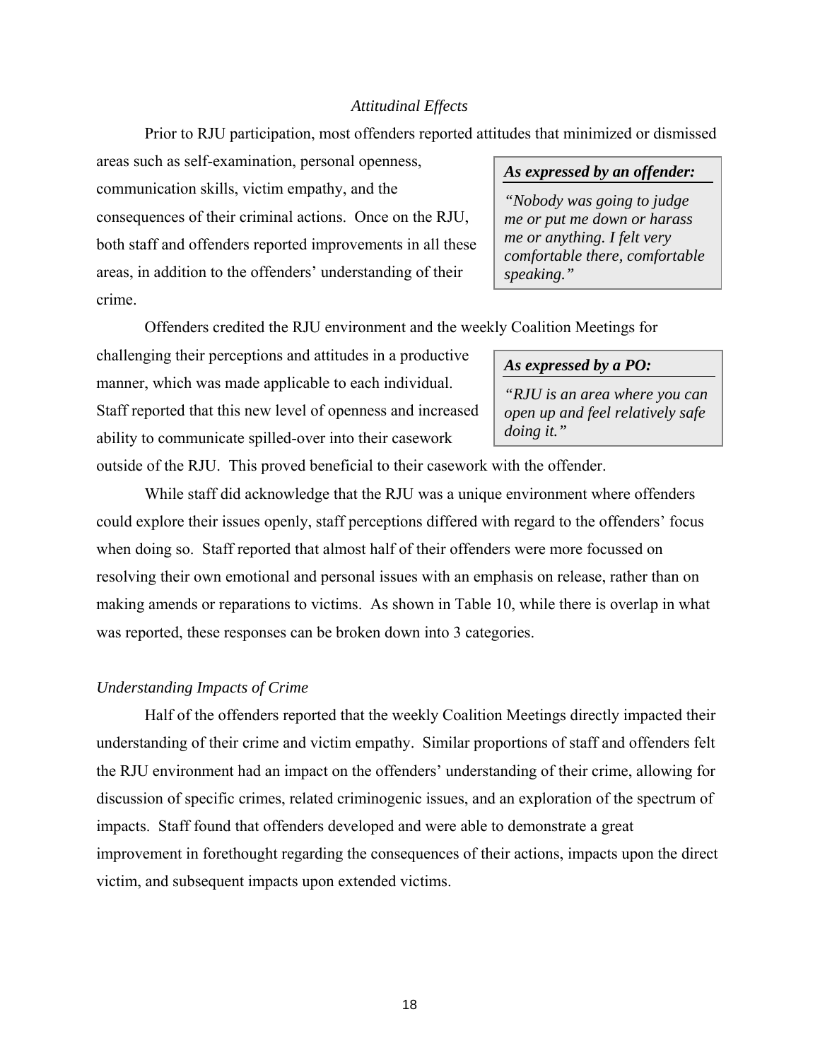### *Attitudinal Effects*

Prior to RJU participation, most offenders reported attitudes that minimized or dismissed areas such as self-examination, personal openness, communication skills, victim empathy, and the consequences of their criminal actions. Once on the RJU, both staff and offenders reported improvements in all these areas, in addition to the offenders' understanding of their crime.

> ***As expressed by an offender:***
>
> *"Nobody was going to judge me or put me down or harass me or anything. I felt very comfortable there, comfortable speaking."*

Offenders credited the RJU environment and the weekly Coalition Meetings for challenging their perceptions and attitudes in a productive manner, which was made applicable to each individual. Staff reported that this new level of openness and increased ability to communicate spilled-over into their casework outside of the RJU. This proved beneficial to their casework with the offender.

> ***As expressed by a PO:***
>
> *"RJU is an area where you can open up and feel relatively safe doing it."*

While staff did acknowledge that the RJU was a unique environment where offenders could explore their issues openly, staff perceptions differed with regard to the offenders' focus when doing so. Staff reported that almost half of their offenders were more focussed on resolving their own emotional and personal issues with an emphasis on release, rather than on making amends or reparations to victims. As shown in Table 10, while there is overlap in what was reported, these responses can be broken down into 3 categories.

#### *Understanding Impacts of Crime*

Half of the offenders reported that the weekly Coalition Meetings directly impacted their understanding of their crime and victim empathy. Similar proportions of staff and offenders felt the RJU environment had an impact on the offenders' understanding of their crime, allowing for discussion of specific crimes, related criminogenic issues, and an exploration of the spectrum of impacts. Staff found that offenders developed and were able to demonstrate a great improvement in forethought regarding the consequences of their actions, impacts upon the direct victim, and subsequent impacts upon extended victims.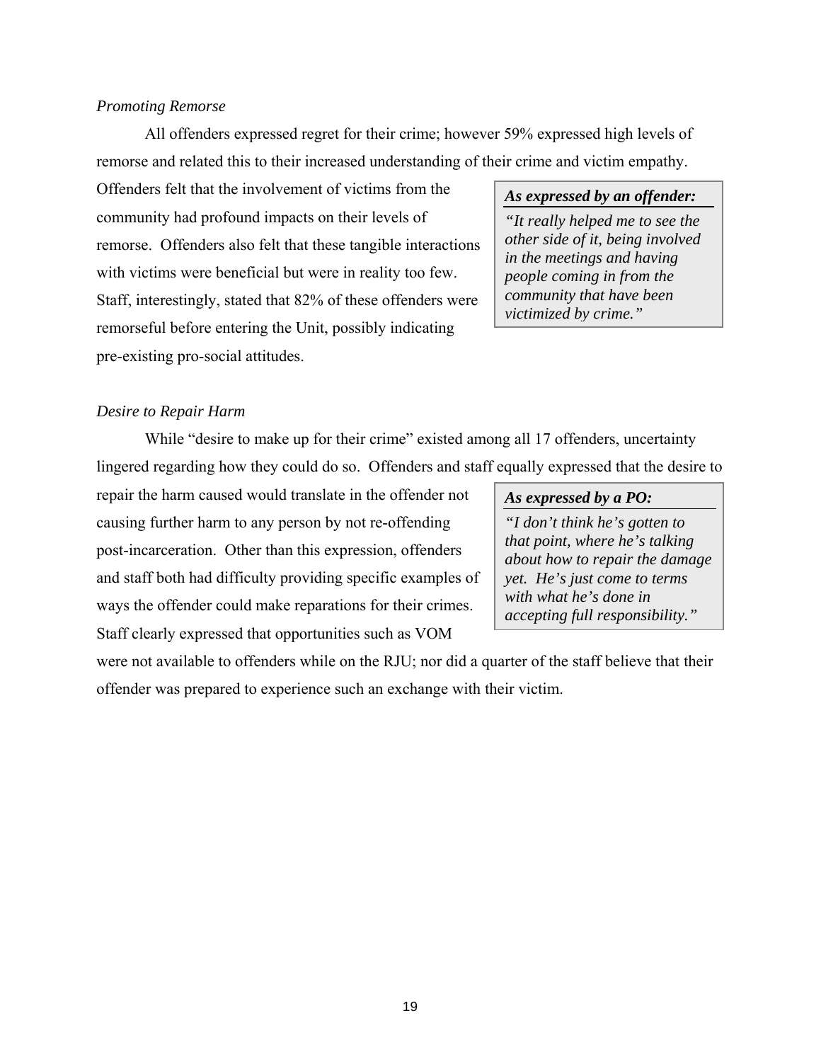*Promoting Remorse*

All offenders expressed regret for their crime; however 59% expressed high levels of remorse and related this to their increased understanding of their crime and victim empathy. Offenders felt that the involvement of victims from the community had profound impacts on their levels of remorse. Offenders also felt that these tangible interactions with victims were beneficial but were in reality too few. Staff, interestingly, stated that 82% of these offenders were remorseful before entering the Unit, possibly indicating pre-existing pro-social attitudes.

> ***As expressed by an offender:***
>
> *"It really helped me to see the other side of it, being involved in the meetings and having people coming in from the community that have been victimized by crime."*

*Desire to Repair Harm*

While "desire to make up for their crime" existed among all 17 offenders, uncertainty lingered regarding how they could do so. Offenders and staff equally expressed that the desire to repair the harm caused would translate in the offender not causing further harm to any person by not re-offending post-incarceration. Other than this expression, offenders and staff both had difficulty providing specific examples of ways the offender could make reparations for their crimes. Staff clearly expressed that opportunities such as VOM were not available to offenders while on the RJU; nor did a quarter of the staff believe that their offender was prepared to experience such an exchange with their victim.

> ***As expressed by a PO:***
>
> *"I don't think he's gotten to that point, where he's talking about how to repair the damage yet. He's just come to terms with what he's done in accepting full responsibility."*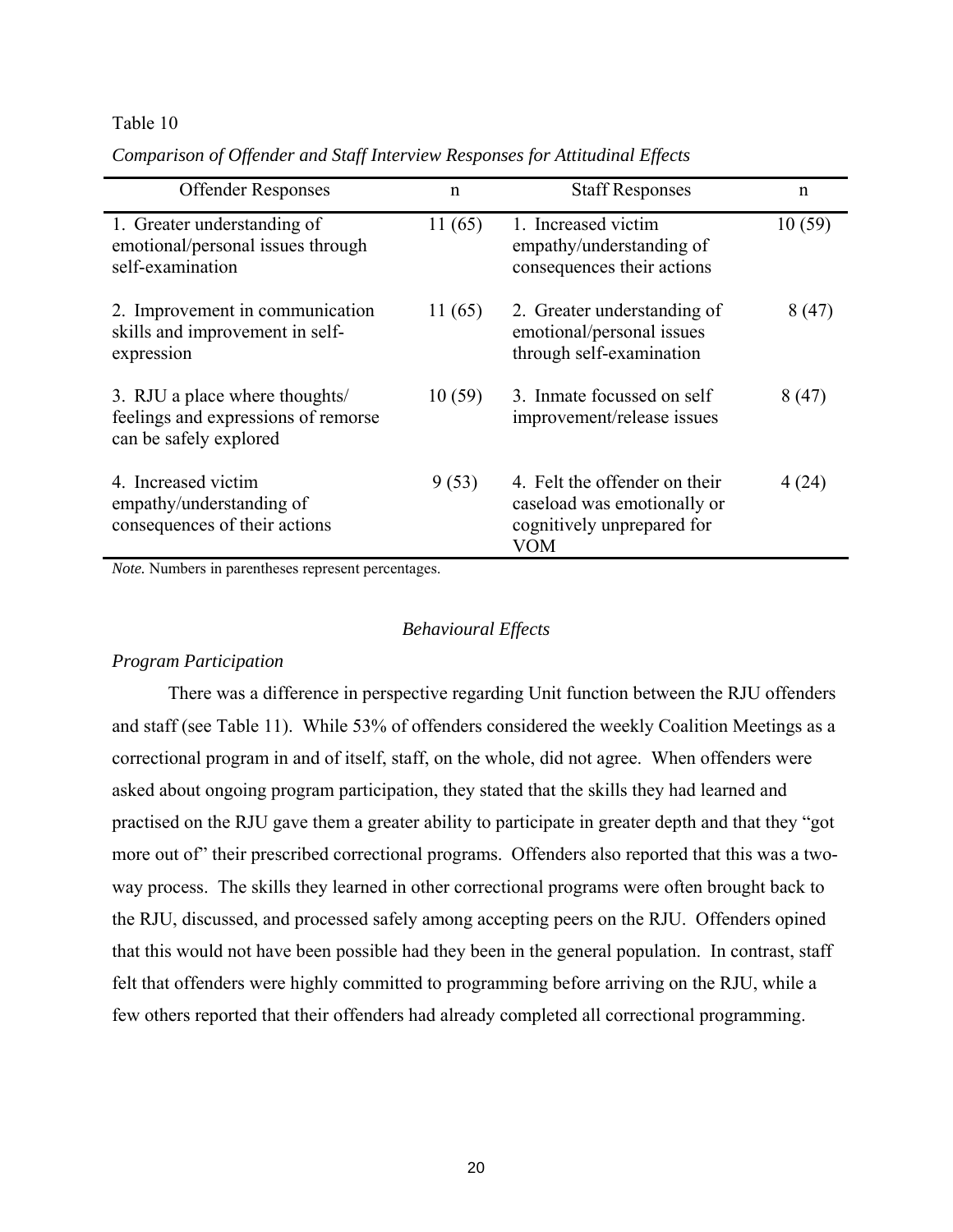Table 10

*Comparison of Offender and Staff Interview Responses for Attitudinal Effects*

| Offender Responses | n | Staff Responses | n |
|---|---|---|---|
| 1. Greater understanding of emotional/personal issues through self-examination | 11 (65) | 1. Increased victim empathy/understanding of consequences their actions | 10 (59) |
| 2. Improvement in communication skills and improvement in self-expression | 11 (65) | 2. Greater understanding of emotional/personal issues through self-examination | 8 (47) |
| 3. RJU a place where thoughts/ feelings and expressions of remorse can be safely explored | 10 (59) | 3. Inmate focussed on self improvement/release issues | 8 (47) |
| 4. Increased victim empathy/understanding of consequences of their actions | 9 (53) | 4. Felt the offender on their caseload was emotionally or cognitively unprepared for VOM | 4 (24) |

*Note.* Numbers in parentheses represent percentages.

## *Behavioural Effects*

### *Program Participation*

There was a difference in perspective regarding Unit function between the RJU offenders and staff (see Table 11). While 53% of offenders considered the weekly Coalition Meetings as a correctional program in and of itself, staff, on the whole, did not agree. When offenders were asked about ongoing program participation, they stated that the skills they had learned and practised on the RJU gave them a greater ability to participate in greater depth and that they "got more out of" their prescribed correctional programs. Offenders also reported that this was a two-way process. The skills they learned in other correctional programs were often brought back to the RJU, discussed, and processed safely among accepting peers on the RJU. Offenders opined that this would not have been possible had they been in the general population. In contrast, staff felt that offenders were highly committed to programming before arriving on the RJU, while a few others reported that their offenders had already completed all correctional programming.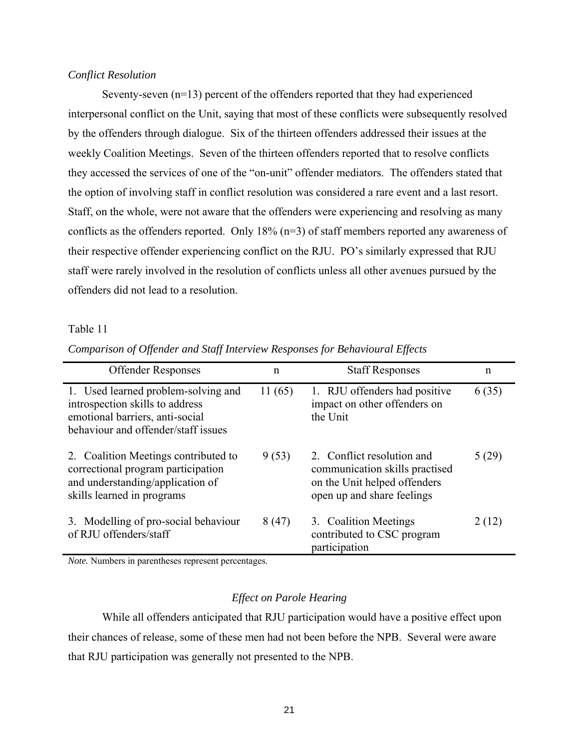*Conflict Resolution*

Seventy-seven (n=13) percent of the offenders reported that they had experienced interpersonal conflict on the Unit, saying that most of these conflicts were subsequently resolved by the offenders through dialogue. Six of the thirteen offenders addressed their issues at the weekly Coalition Meetings. Seven of the thirteen offenders reported that to resolve conflicts they accessed the services of one of the "on-unit" offender mediators. The offenders stated that the option of involving staff in conflict resolution was considered a rare event and a last resort. Staff, on the whole, were not aware that the offenders were experiencing and resolving as many conflicts as the offenders reported. Only 18% (n=3) of staff members reported any awareness of their respective offender experiencing conflict on the RJU. PO's similarly expressed that RJU staff were rarely involved in the resolution of conflicts unless all other avenues pursued by the offenders did not lead to a resolution.

Table 11

*Comparison of Offender and Staff Interview Responses for Behavioural Effects*

| Offender Responses | n | Staff Responses | n |
|---|---|---|---|
| 1. Used learned problem-solving and introspection skills to address emotional barriers, anti-social behaviour and offender/staff issues | 11 (65) | 1. RJU offenders had positive impact on other offenders on the Unit | 6 (35) |
| 2. Coalition Meetings contributed to correctional program participation and understanding/application of skills learned in programs | 9 (53) | 2. Conflict resolution and communication skills practised on the Unit helped offenders open up and share feelings | 5 (29) |
| 3. Modelling of pro-social behaviour of RJU offenders/staff | 8 (47) | 3. Coalition Meetings contributed to CSC program participation | 2 (12) |

*Note.* Numbers in parentheses represent percentages.

### *Effect on Parole Hearing*

While all offenders anticipated that RJU participation would have a positive effect upon their chances of release, some of these men had not been before the NPB. Several were aware that RJU participation was generally not presented to the NPB.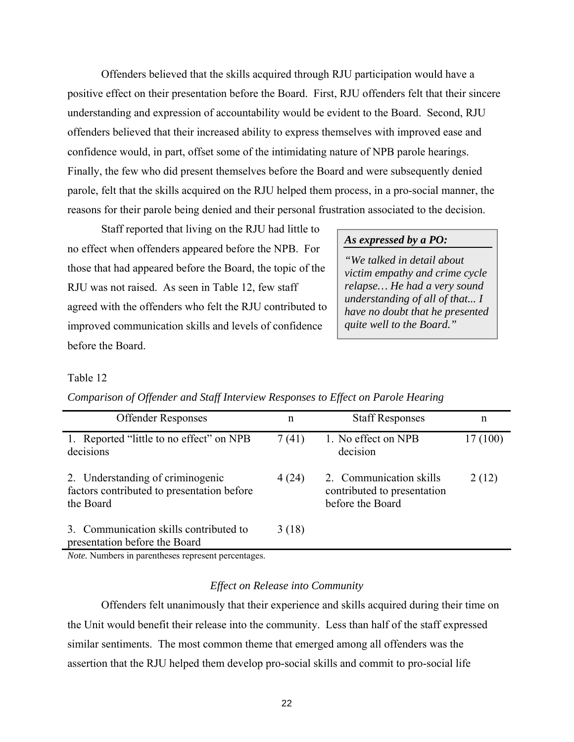Offenders believed that the skills acquired through RJU participation would have a positive effect on their presentation before the Board. First, RJU offenders felt that their sincere understanding and expression of accountability would be evident to the Board. Second, RJU offenders believed that their increased ability to express themselves with improved ease and confidence would, in part, offset some of the intimidating nature of NPB parole hearings. Finally, the few who did present themselves before the Board and were subsequently denied parole, felt that the skills acquired on the RJU helped them process, in a pro-social manner, the reasons for their parole being denied and their personal frustration associated to the decision.

Staff reported that living on the RJU had little to no effect when offenders appeared before the NPB. For those that had appeared before the Board, the topic of the RJU was not raised. As seen in Table 12, few staff agreed with the offenders who felt the RJU contributed to improved communication skills and levels of confidence before the Board.

> ***As expressed by a PO:***
>
> *"We talked in detail about victim empathy and crime cycle relapse… He had a very sound understanding of all of that... I have no doubt that he presented quite well to the Board."*

Table 12

*Comparison of Offender and Staff Interview Responses to Effect on Parole Hearing*

| Offender Responses | n | Staff Responses | n |
|---|---|---|---|
| 1. Reported "little to no effect" on NPB decisions | 7 (41) | 1. No effect on NPB decision | 17 (100) |
| 2. Understanding of criminogenic factors contributed to presentation before the Board | 4 (24) | 2. Communication skills contributed to presentation before the Board | 2 (12) |
| 3. Communication skills contributed to presentation before the Board | 3 (18) | | |

*Note.* Numbers in parentheses represent percentages.

### *Effect on Release into Community*

Offenders felt unanimously that their experience and skills acquired during their time on the Unit would benefit their release into the community. Less than half of the staff expressed similar sentiments. The most common theme that emerged among all offenders was the assertion that the RJU helped them develop pro-social skills and commit to pro-social life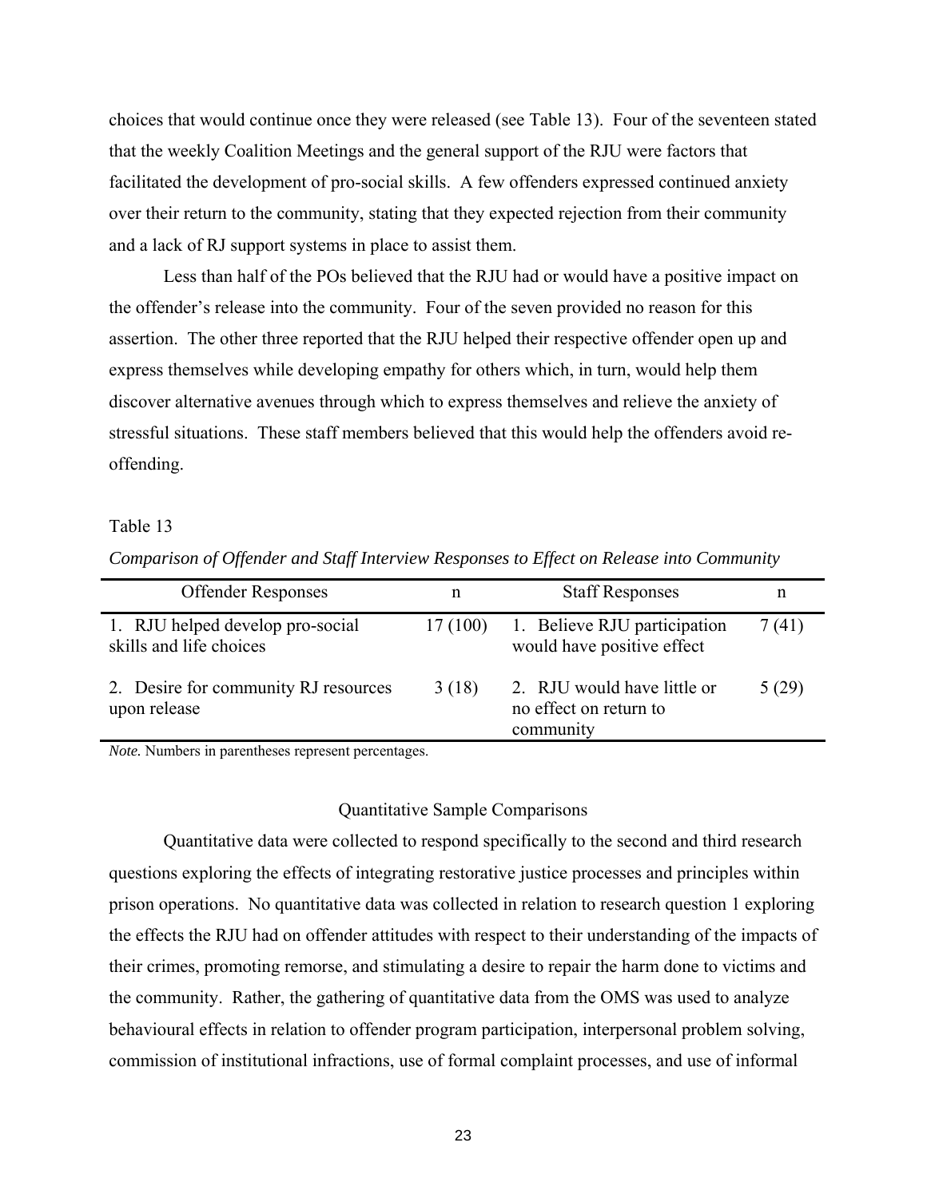choices that would continue once they were released (see Table 13). Four of the seventeen stated that the weekly Coalition Meetings and the general support of the RJU were factors that facilitated the development of pro-social skills. A few offenders expressed continued anxiety over their return to the community, stating that they expected rejection from their community and a lack of RJ support systems in place to assist them.

Less than half of the POs believed that the RJU had or would have a positive impact on the offender's release into the community. Four of the seven provided no reason for this assertion. The other three reported that the RJU helped their respective offender open up and express themselves while developing empathy for others which, in turn, would help them discover alternative avenues through which to express themselves and relieve the anxiety of stressful situations. These staff members believed that this would help the offenders avoid re-offending.

Table 13

*Comparison of Offender and Staff Interview Responses to Effect on Release into Community*

| Offender Responses | n | Staff Responses | n |
|---|---|---|---|
| 1. RJU helped develop pro-social skills and life choices | 17 (100) | 1. Believe RJU participation would have positive effect | 7 (41) |
| 2. Desire for community RJ resources upon release | 3 (18) | 2. RJU would have little or no effect on return to community | 5 (29) |

*Note.* Numbers in parentheses represent percentages.

## Quantitative Sample Comparisons

Quantitative data were collected to respond specifically to the second and third research questions exploring the effects of integrating restorative justice processes and principles within prison operations. No quantitative data was collected in relation to research question 1 exploring the effects the RJU had on offender attitudes with respect to their understanding of the impacts of their crimes, promoting remorse, and stimulating a desire to repair the harm done to victims and the community. Rather, the gathering of quantitative data from the OMS was used to analyze behavioural effects in relation to offender program participation, interpersonal problem solving, commission of institutional infractions, use of formal complaint processes, and use of informal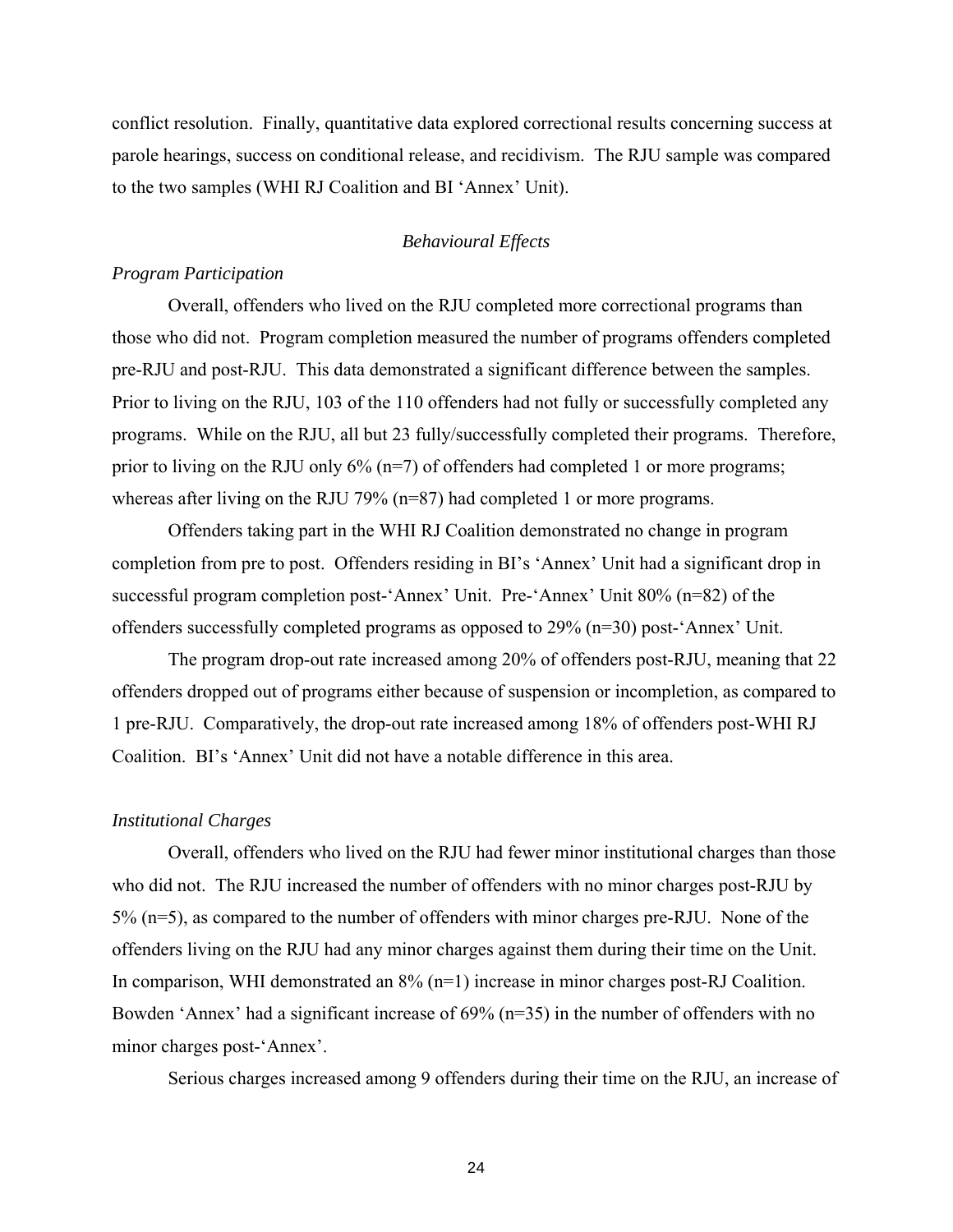conflict resolution. Finally, quantitative data explored correctional results concerning success at parole hearings, success on conditional release, and recidivism. The RJU sample was compared to the two samples (WHI RJ Coalition and BI 'Annex' Unit).

### *Behavioural Effects*

#### *Program Participation*

Overall, offenders who lived on the RJU completed more correctional programs than those who did not. Program completion measured the number of programs offenders completed pre-RJU and post-RJU. This data demonstrated a significant difference between the samples. Prior to living on the RJU, 103 of the 110 offenders had not fully or successfully completed any programs. While on the RJU, all but 23 fully/successfully completed their programs. Therefore, prior to living on the RJU only 6% (n=7) of offenders had completed 1 or more programs; whereas after living on the RJU 79% (n=87) had completed 1 or more programs.

Offenders taking part in the WHI RJ Coalition demonstrated no change in program completion from pre to post. Offenders residing in BI's 'Annex' Unit had a significant drop in successful program completion post-'Annex' Unit. Pre-'Annex' Unit 80% (n=82) of the offenders successfully completed programs as opposed to 29% (n=30) post-'Annex' Unit.

The program drop-out rate increased among 20% of offenders post-RJU, meaning that 22 offenders dropped out of programs either because of suspension or incompletion, as compared to 1 pre-RJU. Comparatively, the drop-out rate increased among 18% of offenders post-WHI RJ Coalition. BI's 'Annex' Unit did not have a notable difference in this area.

#### *Institutional Charges*

Overall, offenders who lived on the RJU had fewer minor institutional charges than those who did not. The RJU increased the number of offenders with no minor charges post-RJU by 5% (n=5), as compared to the number of offenders with minor charges pre-RJU. None of the offenders living on the RJU had any minor charges against them during their time on the Unit. In comparison, WHI demonstrated an 8% (n=1) increase in minor charges post-RJ Coalition. Bowden 'Annex' had a significant increase of 69% (n=35) in the number of offenders with no minor charges post-'Annex'.

Serious charges increased among 9 offenders during their time on the RJU, an increase of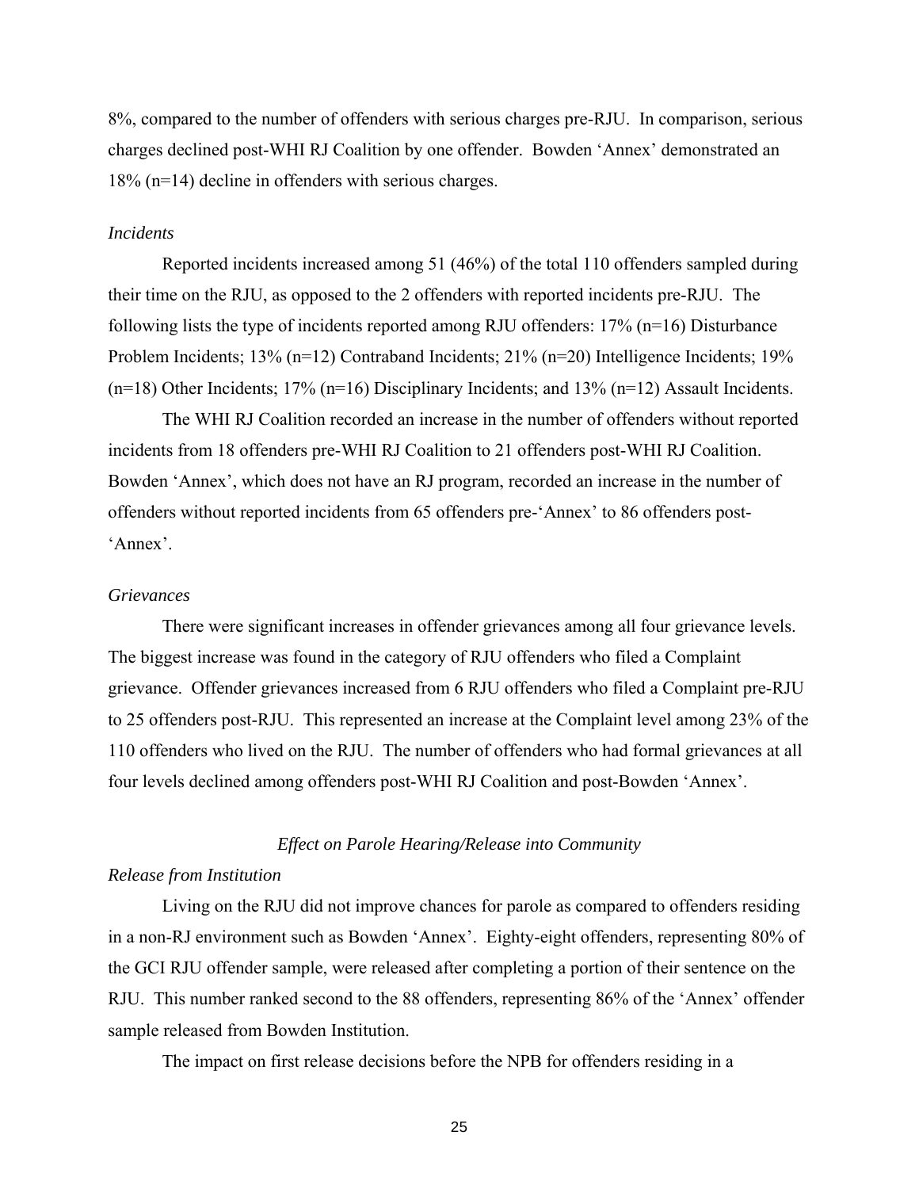8%, compared to the number of offenders with serious charges pre-RJU. In comparison, serious charges declined post-WHI RJ Coalition by one offender. Bowden 'Annex' demonstrated an 18% (n=14) decline in offenders with serious charges.

*Incidents*

Reported incidents increased among 51 (46%) of the total 110 offenders sampled during their time on the RJU, as opposed to the 2 offenders with reported incidents pre-RJU. The following lists the type of incidents reported among RJU offenders: 17% (n=16) Disturbance Problem Incidents; 13% (n=12) Contraband Incidents; 21% (n=20) Intelligence Incidents; 19% (n=18) Other Incidents; 17% (n=16) Disciplinary Incidents; and 13% (n=12) Assault Incidents.

The WHI RJ Coalition recorded an increase in the number of offenders without reported incidents from 18 offenders pre-WHI RJ Coalition to 21 offenders post-WHI RJ Coalition. Bowden 'Annex', which does not have an RJ program, recorded an increase in the number of offenders without reported incidents from 65 offenders pre-'Annex' to 86 offenders post-'Annex'.

*Grievances*

There were significant increases in offender grievances among all four grievance levels. The biggest increase was found in the category of RJU offenders who filed a Complaint grievance. Offender grievances increased from 6 RJU offenders who filed a Complaint pre-RJU to 25 offenders post-RJU. This represented an increase at the Complaint level among 23% of the 110 offenders who lived on the RJU. The number of offenders who had formal grievances at all four levels declined among offenders post-WHI RJ Coalition and post-Bowden 'Annex'.

### *Effect on Parole Hearing/Release into Community*

*Release from Institution*

Living on the RJU did not improve chances for parole as compared to offenders residing in a non-RJ environment such as Bowden 'Annex'. Eighty-eight offenders, representing 80% of the GCI RJU offender sample, were released after completing a portion of their sentence on the RJU. This number ranked second to the 88 offenders, representing 86% of the 'Annex' offender sample released from Bowden Institution.

The impact on first release decisions before the NPB for offenders residing in a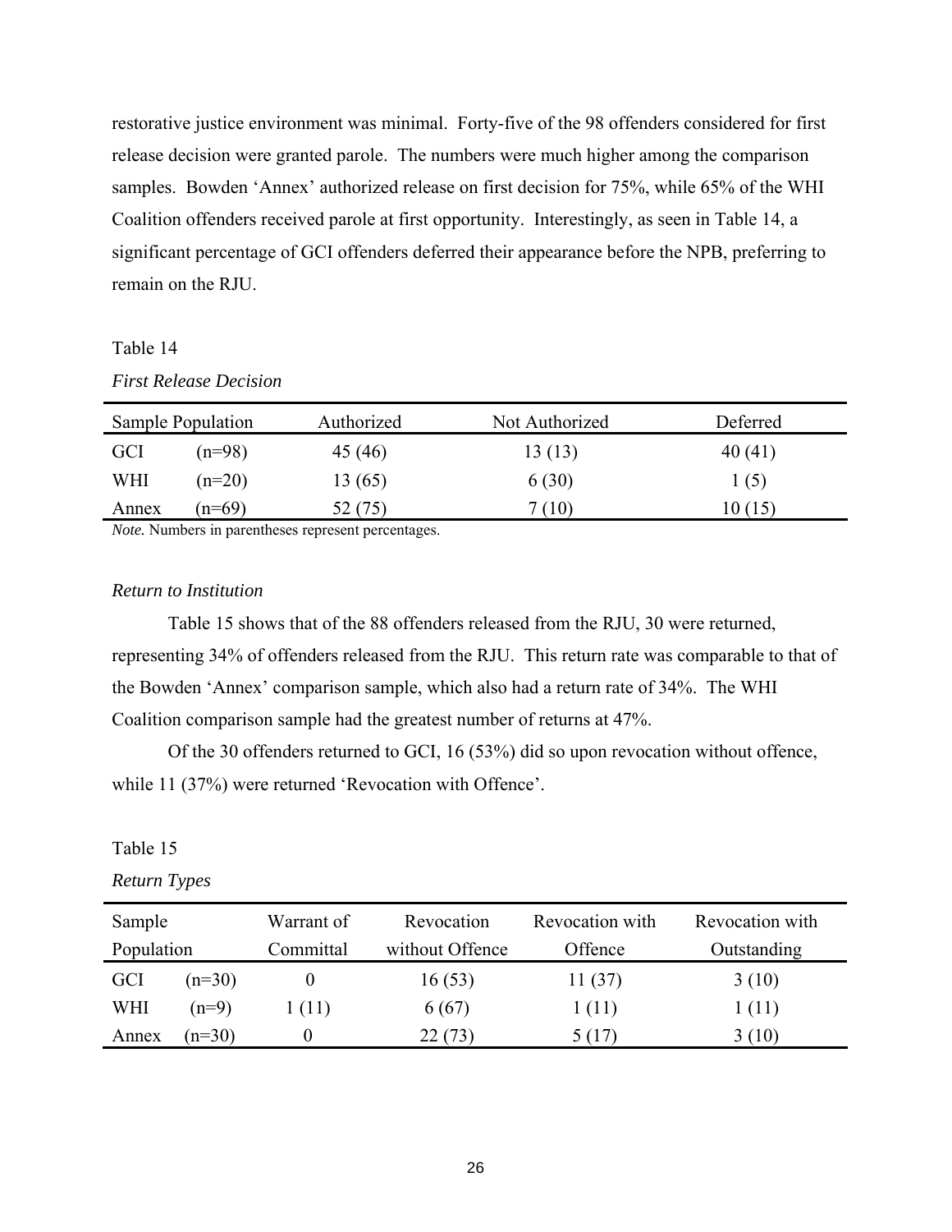restorative justice environment was minimal. Forty-five of the 98 offenders considered for first release decision were granted parole. The numbers were much higher among the comparison samples. Bowden 'Annex' authorized release on first decision for 75%, while 65% of the WHI Coalition offenders received parole at first opportunity. Interestingly, as seen in Table 14, a significant percentage of GCI offenders deferred their appearance before the NPB, preferring to remain on the RJU.

Table 14

*First Release Decision*

| Sample Population | | Authorized | Not Authorized | Deferred |
|---|---|---|---|---|
| GCI | (n=98) | 45 (46) | 13 (13) | 40 (41) |
| WHI | (n=20) | 13 (65) | 6 (30) | 1 (5) |
| Annex | (n=69) | 52 (75) | 7 (10) | 10 (15) |

*Note.* Numbers in parentheses represent percentages.

*Return to Institution*

Table 15 shows that of the 88 offenders released from the RJU, 30 were returned, representing 34% of offenders released from the RJU. This return rate was comparable to that of the Bowden 'Annex' comparison sample, which also had a return rate of 34%. The WHI Coalition comparison sample had the greatest number of returns at 47%.

Of the 30 offenders returned to GCI, 16 (53%) did so upon revocation without offence, while 11 (37%) were returned 'Revocation with Offence'.

Table 15

*Return Types*

| Sample Population | | Warrant of Committal | Revocation without Offence | Revocation with Offence | Revocation with Outstanding |
|---|---|---|---|---|---|
| GCI | (n=30) | 0 | 16 (53) | 11 (37) | 3 (10) |
| WHI | (n=9) | 1 (11) | 6 (67) | 1 (11) | 1 (11) |
| Annex | (n=30) | 0 | 22 (73) | 5 (17) | 3 (10) |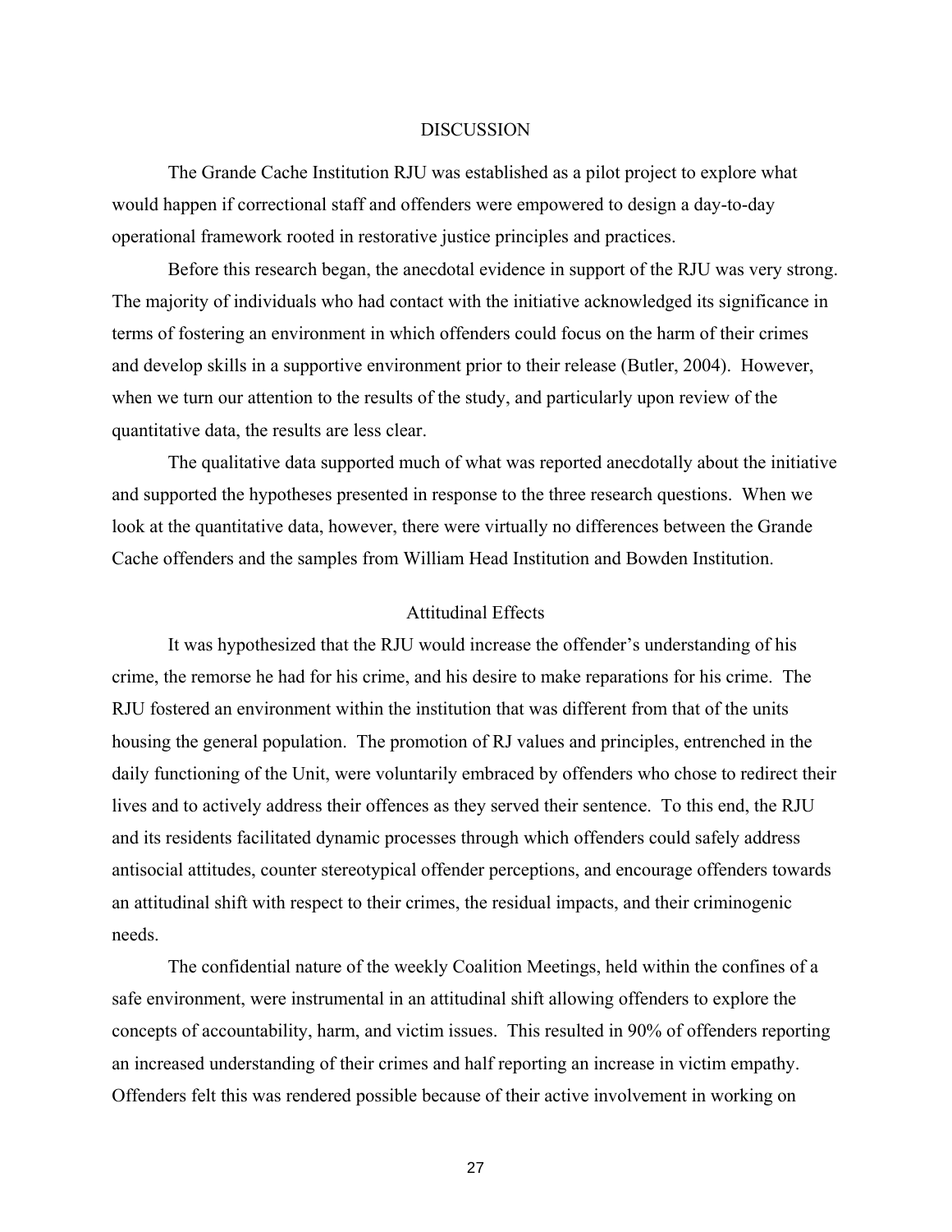## DISCUSSION

The Grande Cache Institution RJU was established as a pilot project to explore what would happen if correctional staff and offenders were empowered to design a day-to-day operational framework rooted in restorative justice principles and practices.

Before this research began, the anecdotal evidence in support of the RJU was very strong. The majority of individuals who had contact with the initiative acknowledged its significance in terms of fostering an environment in which offenders could focus on the harm of their crimes and develop skills in a supportive environment prior to their release (Butler, 2004). However, when we turn our attention to the results of the study, and particularly upon review of the quantitative data, the results are less clear.

The qualitative data supported much of what was reported anecdotally about the initiative and supported the hypotheses presented in response to the three research questions. When we look at the quantitative data, however, there were virtually no differences between the Grande Cache offenders and the samples from William Head Institution and Bowden Institution.

### Attitudinal Effects

It was hypothesized that the RJU would increase the offender's understanding of his crime, the remorse he had for his crime, and his desire to make reparations for his crime. The RJU fostered an environment within the institution that was different from that of the units housing the general population. The promotion of RJ values and principles, entrenched in the daily functioning of the Unit, were voluntarily embraced by offenders who chose to redirect their lives and to actively address their offences as they served their sentence. To this end, the RJU and its residents facilitated dynamic processes through which offenders could safely address antisocial attitudes, counter stereotypical offender perceptions, and encourage offenders towards an attitudinal shift with respect to their crimes, the residual impacts, and their criminogenic needs.

The confidential nature of the weekly Coalition Meetings, held within the confines of a safe environment, were instrumental in an attitudinal shift allowing offenders to explore the concepts of accountability, harm, and victim issues. This resulted in 90% of offenders reporting an increased understanding of their crimes and half reporting an increase in victim empathy. Offenders felt this was rendered possible because of their active involvement in working on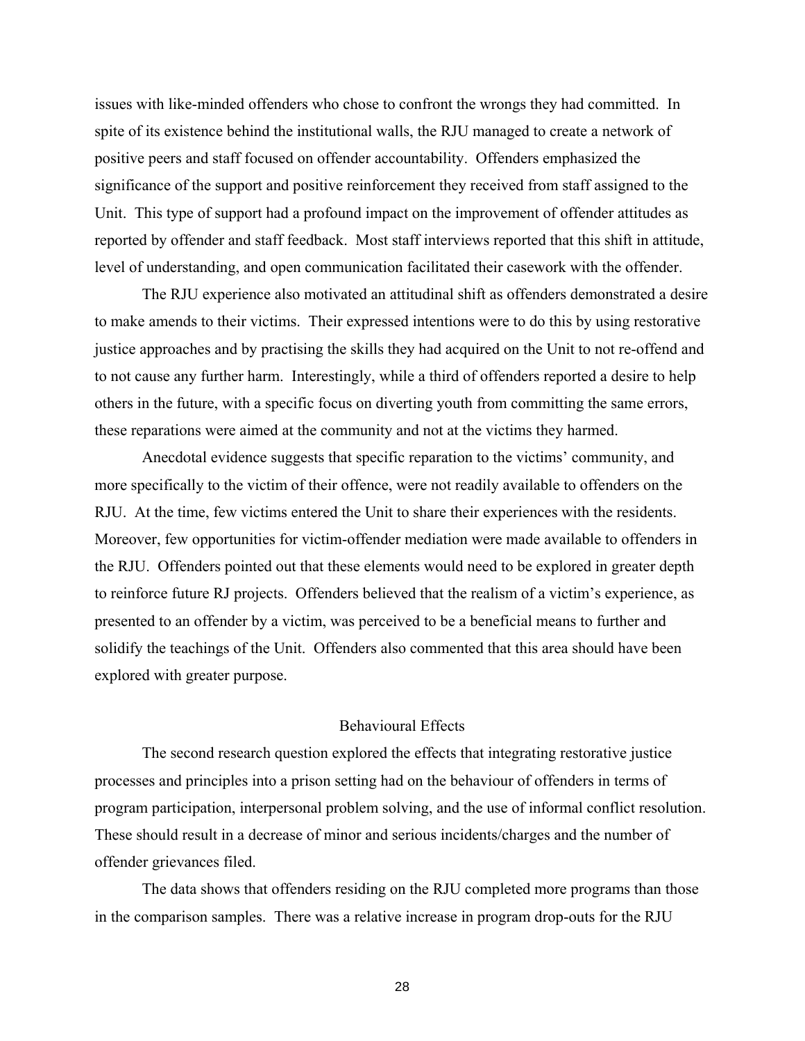issues with like-minded offenders who chose to confront the wrongs they had committed. In spite of its existence behind the institutional walls, the RJU managed to create a network of positive peers and staff focused on offender accountability. Offenders emphasized the significance of the support and positive reinforcement they received from staff assigned to the Unit. This type of support had a profound impact on the improvement of offender attitudes as reported by offender and staff feedback. Most staff interviews reported that this shift in attitude, level of understanding, and open communication facilitated their casework with the offender.

The RJU experience also motivated an attitudinal shift as offenders demonstrated a desire to make amends to their victims. Their expressed intentions were to do this by using restorative justice approaches and by practising the skills they had acquired on the Unit to not re-offend and to not cause any further harm. Interestingly, while a third of offenders reported a desire to help others in the future, with a specific focus on diverting youth from committing the same errors, these reparations were aimed at the community and not at the victims they harmed.

Anecdotal evidence suggests that specific reparation to the victims' community, and more specifically to the victim of their offence, were not readily available to offenders on the RJU. At the time, few victims entered the Unit to share their experiences with the residents. Moreover, few opportunities for victim-offender mediation were made available to offenders in the RJU. Offenders pointed out that these elements would need to be explored in greater depth to reinforce future RJ projects. Offenders believed that the realism of a victim's experience, as presented to an offender by a victim, was perceived to be a beneficial means to further and solidify the teachings of the Unit. Offenders also commented that this area should have been explored with greater purpose.

## Behavioural Effects

The second research question explored the effects that integrating restorative justice processes and principles into a prison setting had on the behaviour of offenders in terms of program participation, interpersonal problem solving, and the use of informal conflict resolution. These should result in a decrease of minor and serious incidents/charges and the number of offender grievances filed.

The data shows that offenders residing on the RJU completed more programs than those in the comparison samples. There was a relative increase in program drop-outs for the RJU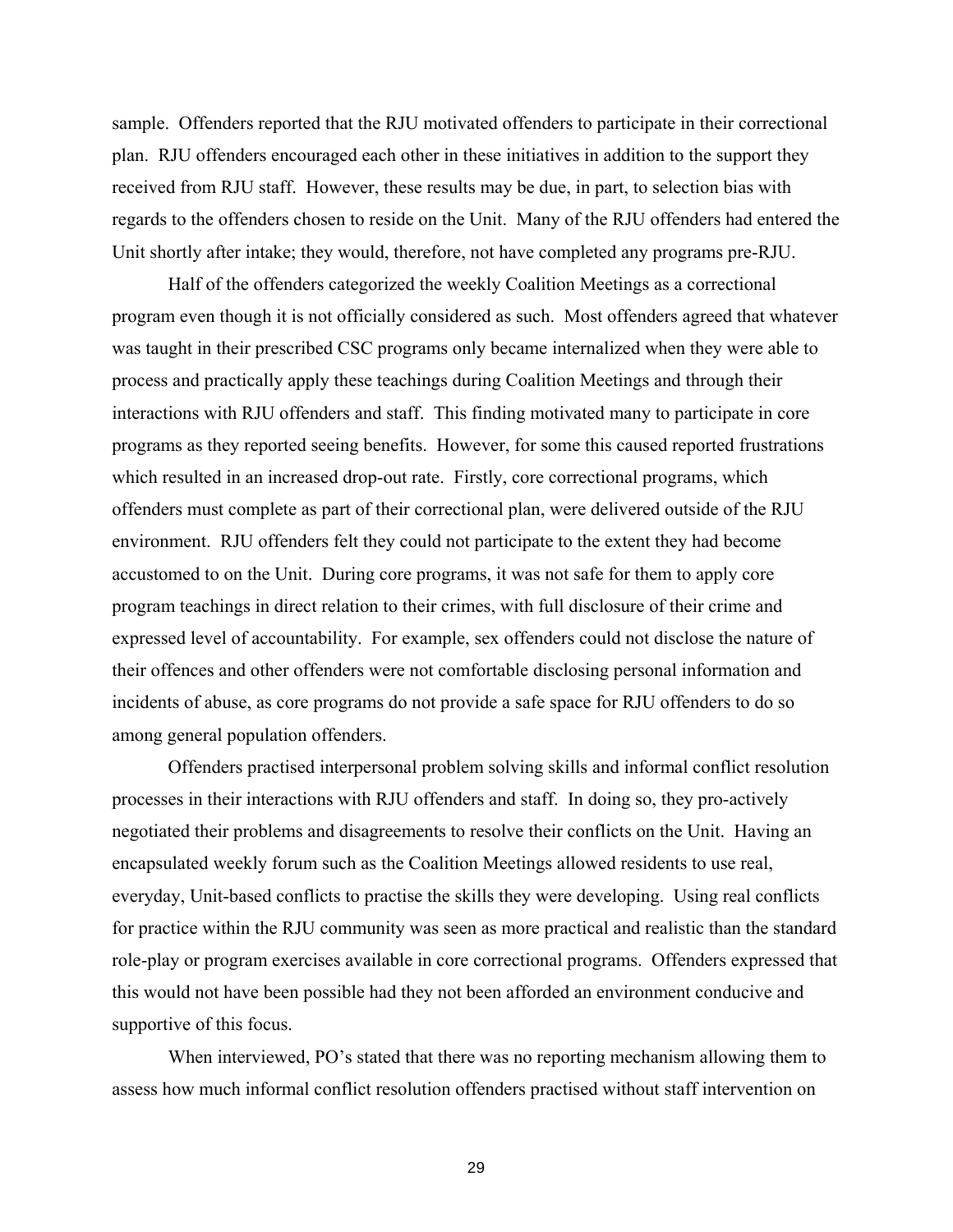sample. Offenders reported that the RJU motivated offenders to participate in their correctional plan. RJU offenders encouraged each other in these initiatives in addition to the support they received from RJU staff. However, these results may be due, in part, to selection bias with regards to the offenders chosen to reside on the Unit. Many of the RJU offenders had entered the Unit shortly after intake; they would, therefore, not have completed any programs pre-RJU.

Half of the offenders categorized the weekly Coalition Meetings as a correctional program even though it is not officially considered as such. Most offenders agreed that whatever was taught in their prescribed CSC programs only became internalized when they were able to process and practically apply these teachings during Coalition Meetings and through their interactions with RJU offenders and staff. This finding motivated many to participate in core programs as they reported seeing benefits. However, for some this caused reported frustrations which resulted in an increased drop-out rate. Firstly, core correctional programs, which offenders must complete as part of their correctional plan, were delivered outside of the RJU environment. RJU offenders felt they could not participate to the extent they had become accustomed to on the Unit. During core programs, it was not safe for them to apply core program teachings in direct relation to their crimes, with full disclosure of their crime and expressed level of accountability. For example, sex offenders could not disclose the nature of their offences and other offenders were not comfortable disclosing personal information and incidents of abuse, as core programs do not provide a safe space for RJU offenders to do so among general population offenders.

Offenders practised interpersonal problem solving skills and informal conflict resolution processes in their interactions with RJU offenders and staff. In doing so, they pro-actively negotiated their problems and disagreements to resolve their conflicts on the Unit. Having an encapsulated weekly forum such as the Coalition Meetings allowed residents to use real, everyday, Unit-based conflicts to practise the skills they were developing. Using real conflicts for practice within the RJU community was seen as more practical and realistic than the standard role-play or program exercises available in core correctional programs. Offenders expressed that this would not have been possible had they not been afforded an environment conducive and supportive of this focus.

When interviewed, PO's stated that there was no reporting mechanism allowing them to assess how much informal conflict resolution offenders practised without staff intervention on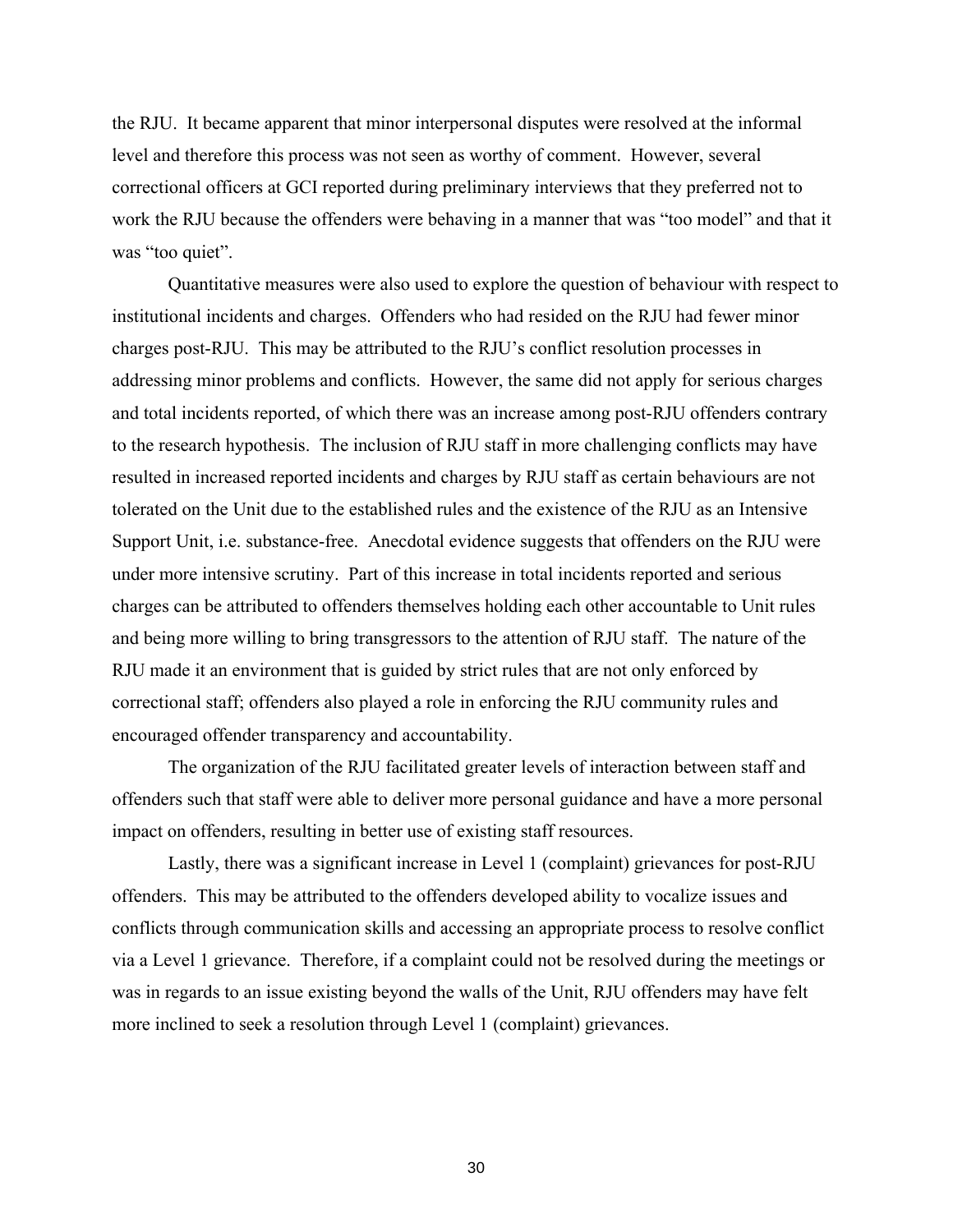the RJU. It became apparent that minor interpersonal disputes were resolved at the informal level and therefore this process was not seen as worthy of comment. However, several correctional officers at GCI reported during preliminary interviews that they preferred not to work the RJU because the offenders were behaving in a manner that was "too model" and that it was "too quiet".

Quantitative measures were also used to explore the question of behaviour with respect to institutional incidents and charges. Offenders who had resided on the RJU had fewer minor charges post-RJU. This may be attributed to the RJU's conflict resolution processes in addressing minor problems and conflicts. However, the same did not apply for serious charges and total incidents reported, of which there was an increase among post-RJU offenders contrary to the research hypothesis. The inclusion of RJU staff in more challenging conflicts may have resulted in increased reported incidents and charges by RJU staff as certain behaviours are not tolerated on the Unit due to the established rules and the existence of the RJU as an Intensive Support Unit, i.e. substance-free. Anecdotal evidence suggests that offenders on the RJU were under more intensive scrutiny. Part of this increase in total incidents reported and serious charges can be attributed to offenders themselves holding each other accountable to Unit rules and being more willing to bring transgressors to the attention of RJU staff. The nature of the RJU made it an environment that is guided by strict rules that are not only enforced by correctional staff; offenders also played a role in enforcing the RJU community rules and encouraged offender transparency and accountability.

The organization of the RJU facilitated greater levels of interaction between staff and offenders such that staff were able to deliver more personal guidance and have a more personal impact on offenders, resulting in better use of existing staff resources.

Lastly, there was a significant increase in Level 1 (complaint) grievances for post-RJU offenders. This may be attributed to the offenders developed ability to vocalize issues and conflicts through communication skills and accessing an appropriate process to resolve conflict via a Level 1 grievance. Therefore, if a complaint could not be resolved during the meetings or was in regards to an issue existing beyond the walls of the Unit, RJU offenders may have felt more inclined to seek a resolution through Level 1 (complaint) grievances.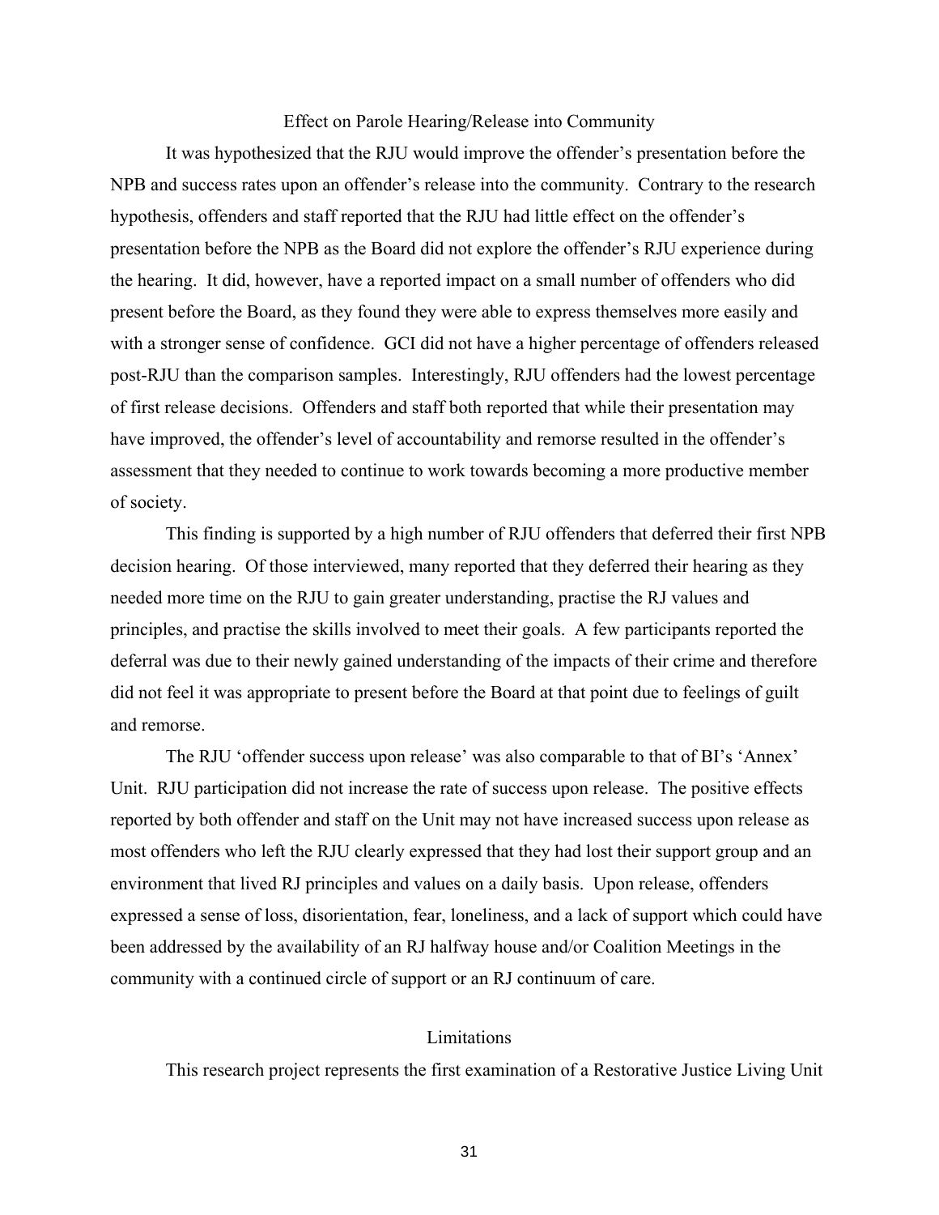## Effect on Parole Hearing/Release into Community

It was hypothesized that the RJU would improve the offender's presentation before the NPB and success rates upon an offender's release into the community. Contrary to the research hypothesis, offenders and staff reported that the RJU had little effect on the offender's presentation before the NPB as the Board did not explore the offender's RJU experience during the hearing. It did, however, have a reported impact on a small number of offenders who did present before the Board, as they found they were able to express themselves more easily and with a stronger sense of confidence. GCI did not have a higher percentage of offenders released post-RJU than the comparison samples. Interestingly, RJU offenders had the lowest percentage of first release decisions. Offenders and staff both reported that while their presentation may have improved, the offender's level of accountability and remorse resulted in the offender's assessment that they needed to continue to work towards becoming a more productive member of society.

This finding is supported by a high number of RJU offenders that deferred their first NPB decision hearing. Of those interviewed, many reported that they deferred their hearing as they needed more time on the RJU to gain greater understanding, practise the RJ values and principles, and practise the skills involved to meet their goals. A few participants reported the deferral was due to their newly gained understanding of the impacts of their crime and therefore did not feel it was appropriate to present before the Board at that point due to feelings of guilt and remorse.

The RJU 'offender success upon release' was also comparable to that of BI's 'Annex' Unit. RJU participation did not increase the rate of success upon release. The positive effects reported by both offender and staff on the Unit may not have increased success upon release as most offenders who left the RJU clearly expressed that they had lost their support group and an environment that lived RJ principles and values on a daily basis. Upon release, offenders expressed a sense of loss, disorientation, fear, loneliness, and a lack of support which could have been addressed by the availability of an RJ halfway house and/or Coalition Meetings in the community with a continued circle of support or an RJ continuum of care.

## Limitations

This research project represents the first examination of a Restorative Justice Living Unit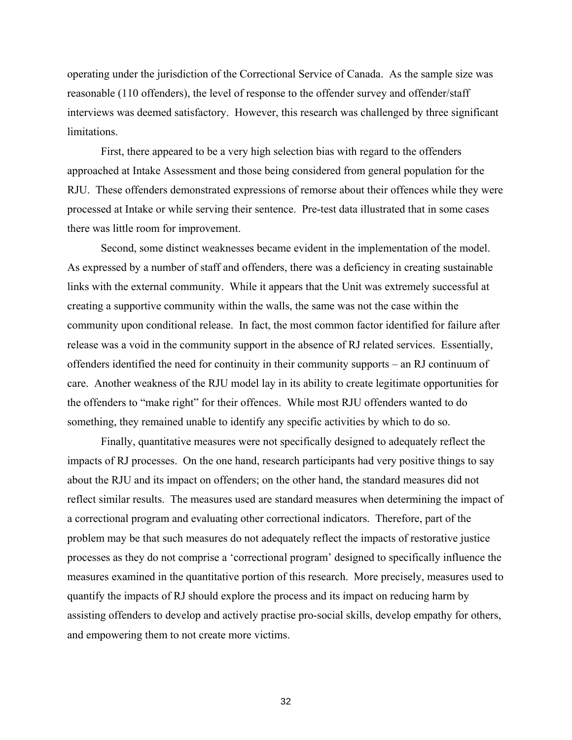operating under the jurisdiction of the Correctional Service of Canada. As the sample size was reasonable (110 offenders), the level of response to the offender survey and offender/staff interviews was deemed satisfactory. However, this research was challenged by three significant limitations.

First, there appeared to be a very high selection bias with regard to the offenders approached at Intake Assessment and those being considered from general population for the RJU. These offenders demonstrated expressions of remorse about their offences while they were processed at Intake or while serving their sentence. Pre-test data illustrated that in some cases there was little room for improvement.

Second, some distinct weaknesses became evident in the implementation of the model. As expressed by a number of staff and offenders, there was a deficiency in creating sustainable links with the external community. While it appears that the Unit was extremely successful at creating a supportive community within the walls, the same was not the case within the community upon conditional release. In fact, the most common factor identified for failure after release was a void in the community support in the absence of RJ related services. Essentially, offenders identified the need for continuity in their community supports – an RJ continuum of care. Another weakness of the RJU model lay in its ability to create legitimate opportunities for the offenders to "make right" for their offences. While most RJU offenders wanted to do something, they remained unable to identify any specific activities by which to do so.

Finally, quantitative measures were not specifically designed to adequately reflect the impacts of RJ processes. On the one hand, research participants had very positive things to say about the RJU and its impact on offenders; on the other hand, the standard measures did not reflect similar results. The measures used are standard measures when determining the impact of a correctional program and evaluating other correctional indicators. Therefore, part of the problem may be that such measures do not adequately reflect the impacts of restorative justice processes as they do not comprise a 'correctional program' designed to specifically influence the measures examined in the quantitative portion of this research. More precisely, measures used to quantify the impacts of RJ should explore the process and its impact on reducing harm by assisting offenders to develop and actively practise pro-social skills, develop empathy for others, and empowering them to not create more victims.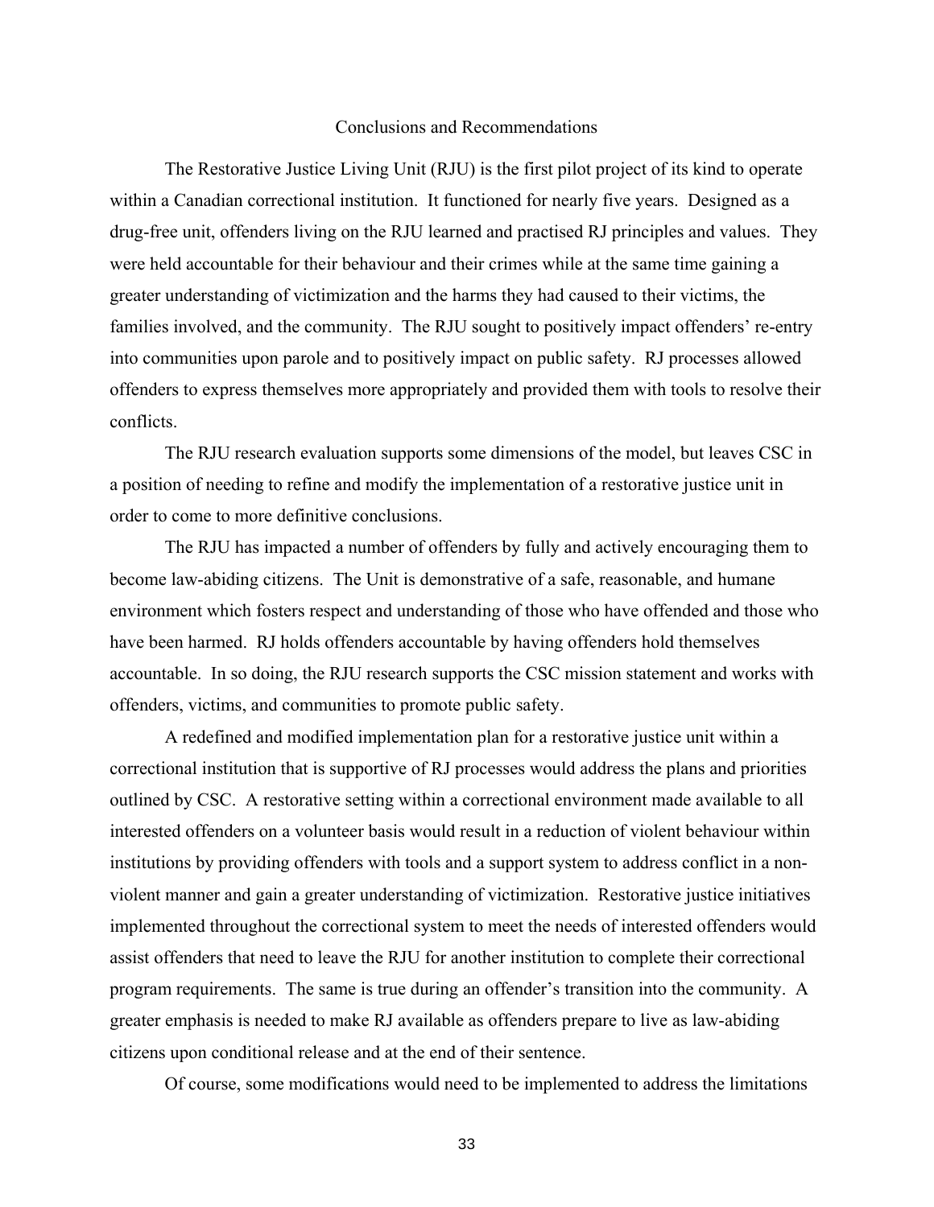## Conclusions and Recommendations

The Restorative Justice Living Unit (RJU) is the first pilot project of its kind to operate within a Canadian correctional institution. It functioned for nearly five years. Designed as a drug-free unit, offenders living on the RJU learned and practised RJ principles and values. They were held accountable for their behaviour and their crimes while at the same time gaining a greater understanding of victimization and the harms they had caused to their victims, the families involved, and the community. The RJU sought to positively impact offenders' re-entry into communities upon parole and to positively impact on public safety. RJ processes allowed offenders to express themselves more appropriately and provided them with tools to resolve their conflicts.

The RJU research evaluation supports some dimensions of the model, but leaves CSC in a position of needing to refine and modify the implementation of a restorative justice unit in order to come to more definitive conclusions.

The RJU has impacted a number of offenders by fully and actively encouraging them to become law-abiding citizens. The Unit is demonstrative of a safe, reasonable, and humane environment which fosters respect and understanding of those who have offended and those who have been harmed. RJ holds offenders accountable by having offenders hold themselves accountable. In so doing, the RJU research supports the CSC mission statement and works with offenders, victims, and communities to promote public safety.

A redefined and modified implementation plan for a restorative justice unit within a correctional institution that is supportive of RJ processes would address the plans and priorities outlined by CSC. A restorative setting within a correctional environment made available to all interested offenders on a volunteer basis would result in a reduction of violent behaviour within institutions by providing offenders with tools and a support system to address conflict in a non-violent manner and gain a greater understanding of victimization. Restorative justice initiatives implemented throughout the correctional system to meet the needs of interested offenders would assist offenders that need to leave the RJU for another institution to complete their correctional program requirements. The same is true during an offender's transition into the community. A greater emphasis is needed to make RJ available as offenders prepare to live as law-abiding citizens upon conditional release and at the end of their sentence.

Of course, some modifications would need to be implemented to address the limitations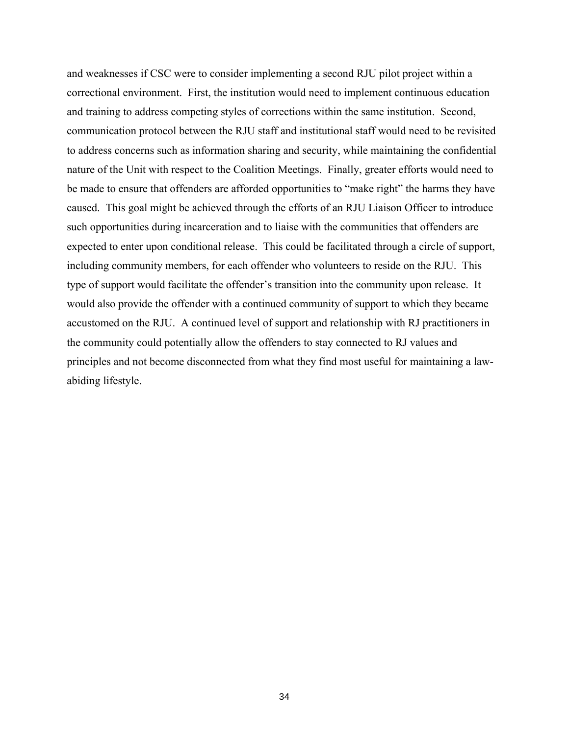and weaknesses if CSC were to consider implementing a second RJU pilot project within a correctional environment. First, the institution would need to implement continuous education and training to address competing styles of corrections within the same institution. Second, communication protocol between the RJU staff and institutional staff would need to be revisited to address concerns such as information sharing and security, while maintaining the confidential nature of the Unit with respect to the Coalition Meetings. Finally, greater efforts would need to be made to ensure that offenders are afforded opportunities to "make right" the harms they have caused. This goal might be achieved through the efforts of an RJU Liaison Officer to introduce such opportunities during incarceration and to liaise with the communities that offenders are expected to enter upon conditional release. This could be facilitated through a circle of support, including community members, for each offender who volunteers to reside on the RJU. This type of support would facilitate the offender's transition into the community upon release. It would also provide the offender with a continued community of support to which they became accustomed on the RJU. A continued level of support and relationship with RJ practitioners in the community could potentially allow the offenders to stay connected to RJ values and principles and not become disconnected from what they find most useful for maintaining a law-abiding lifestyle.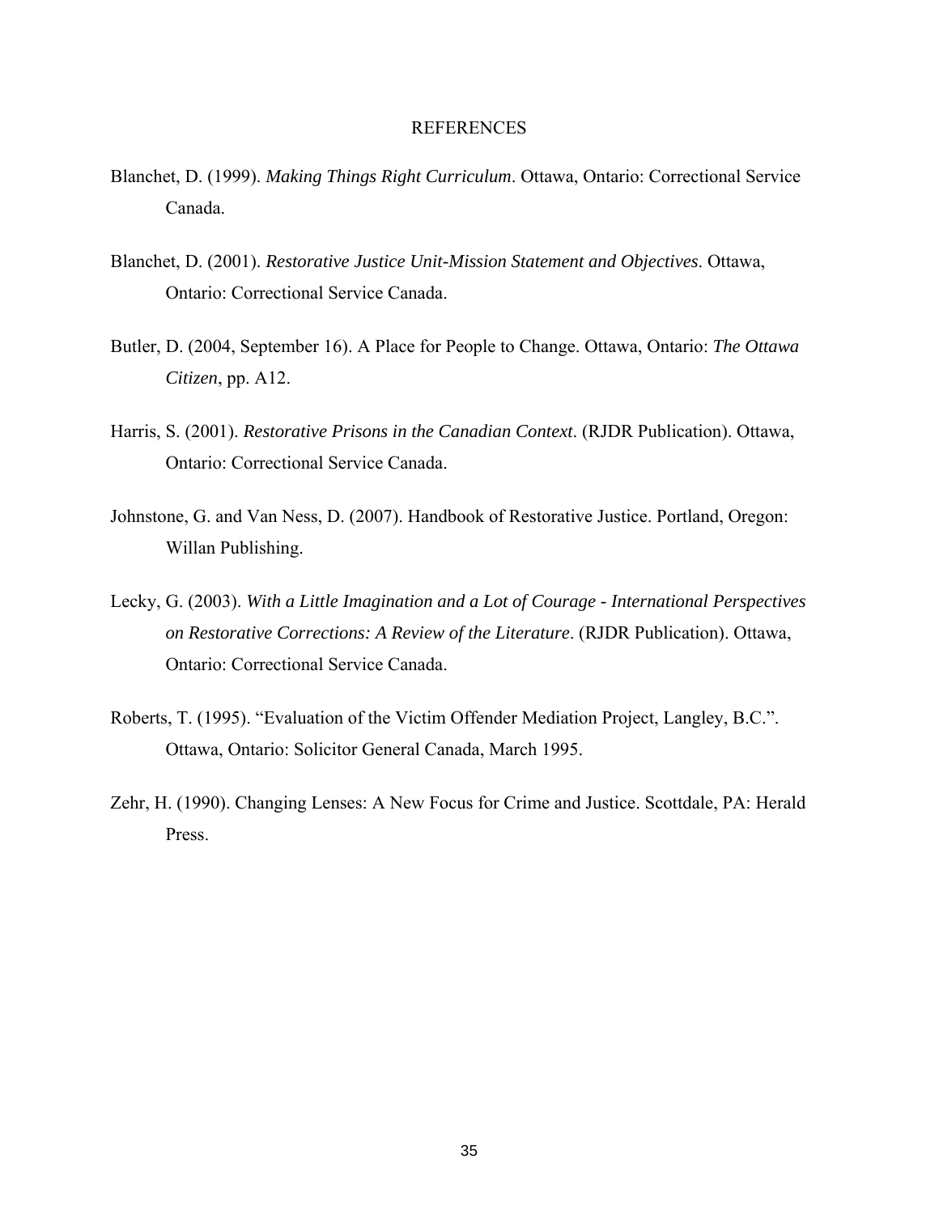# REFERENCES

Blanchet, D. (1999). *Making Things Right Curriculum*. Ottawa, Ontario: Correctional Service Canada.

Blanchet, D. (2001). *Restorative Justice Unit-Mission Statement and Objectives*. Ottawa, Ontario: Correctional Service Canada.

Butler, D. (2004, September 16). A Place for People to Change. Ottawa, Ontario: *The Ottawa Citizen*, pp. A12.

Harris, S. (2001). *Restorative Prisons in the Canadian Context*. (RJDR Publication). Ottawa, Ontario: Correctional Service Canada.

Johnstone, G. and Van Ness, D. (2007). Handbook of Restorative Justice. Portland, Oregon: Willan Publishing.

Lecky, G. (2003). *With a Little Imagination and a Lot of Courage - International Perspectives on Restorative Corrections: A Review of the Literature*. (RJDR Publication). Ottawa, Ontario: Correctional Service Canada.

Roberts, T. (1995). "Evaluation of the Victim Offender Mediation Project, Langley, B.C.". Ottawa, Ontario: Solicitor General Canada, March 1995.

Zehr, H. (1990). Changing Lenses: A New Focus for Crime and Justice. Scottdale, PA: Herald Press.